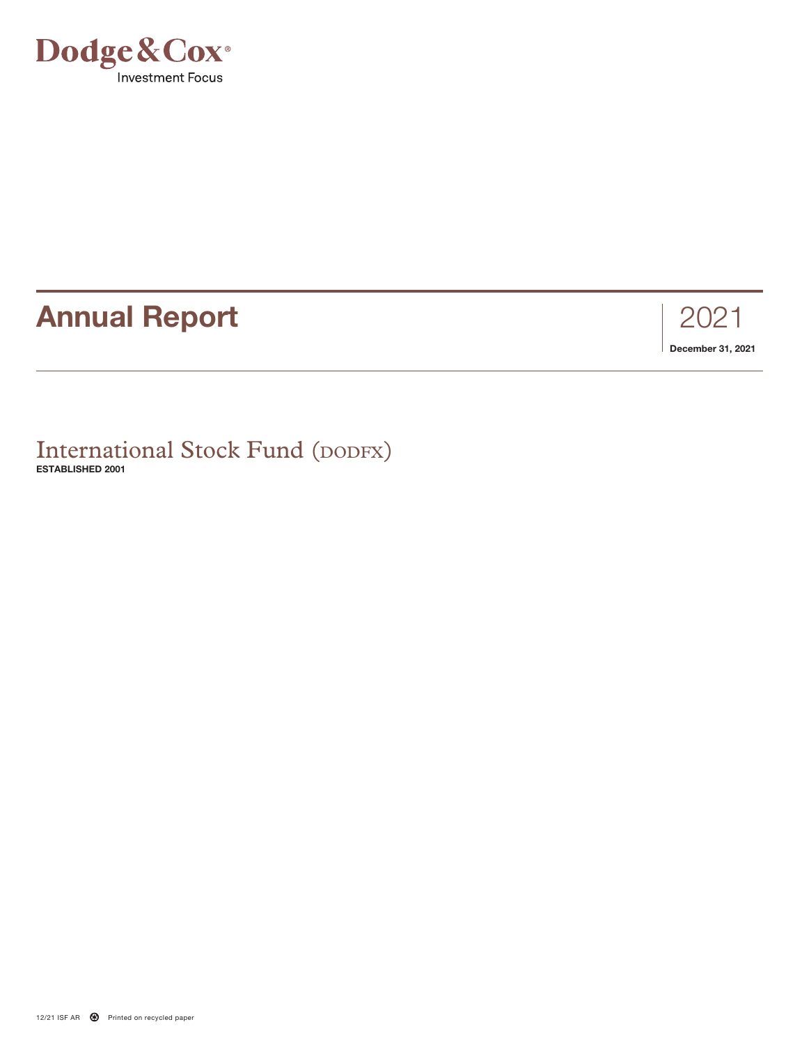Dodge & Cox®

Investment Focus

# Annual Report

2021

**December 31, 2021**

## International Stock Fund (DODFX)

**ESTABLISHED 2001**

12/21 ISF AR Printed on recycled paper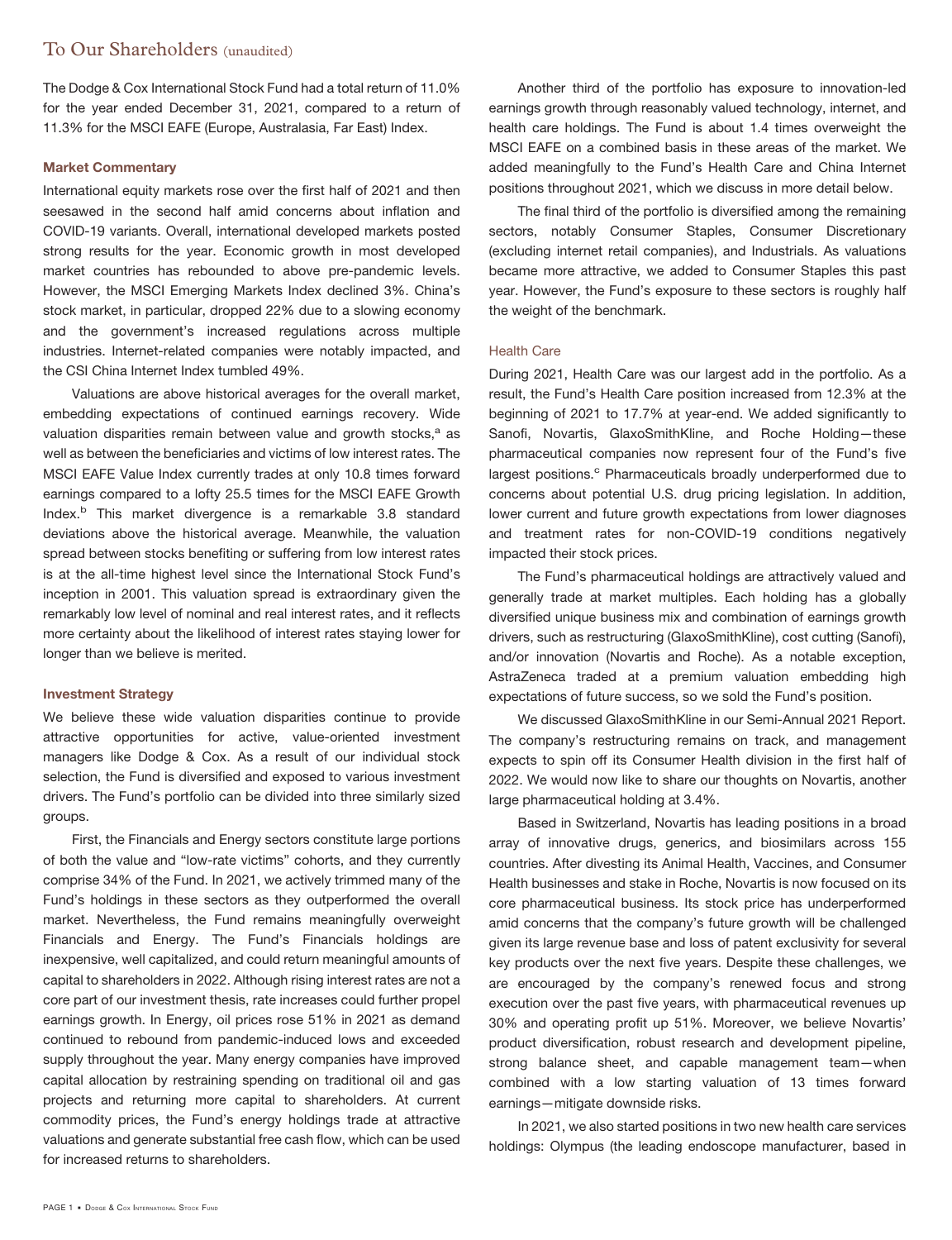## To Our Shareholders (unaudited)

The Dodge & Cox International Stock Fund had a total return of 11.0% for the year ended December 31, 2021, compared to a return of 11.3% for the MSCI EAFE (Europe, Australasia, Far East) Index.

### Market Commentary

International equity markets rose over the first half of 2021 and then seesawed in the second half amid concerns about inflation and COVID-19 variants. Overall, international developed markets posted strong results for the year. Economic growth in most developed market countries has rebounded to above pre-pandemic levels. However, the MSCI Emerging Markets Index declined 3%. China's stock market, in particular, dropped 22% due to a slowing economy and the government's increased regulations across multiple industries. Internet-related companies were notably impacted, and the CSI China Internet Index tumbled 49%.

Valuations are above historical averages for the overall market, embedding expectations of continued earnings recovery. Wide valuation disparities remain between value and growth stocks,[a] as well as between the beneficiaries and victims of low interest rates. The MSCI EAFE Value Index currently trades at only 10.8 times forward earnings compared to a lofty 25.5 times for the MSCI EAFE Growth Index.[b] This market divergence is a remarkable 3.8 standard deviations above the historical average. Meanwhile, the valuation spread between stocks benefiting or suffering from low interest rates is at the all-time highest level since the International Stock Fund's inception in 2001. This valuation spread is extraordinary given the remarkably low level of nominal and real interest rates, and it reflects more certainty about the likelihood of interest rates staying lower for longer than we believe is merited.

### Investment Strategy

We believe these wide valuation disparities continue to provide attractive opportunities for active, value-oriented investment managers like Dodge & Cox. As a result of our individual stock selection, the Fund is diversified and exposed to various investment drivers. The Fund's portfolio can be divided into three similarly sized groups.

First, the Financials and Energy sectors constitute large portions of both the value and "low-rate victims" cohorts, and they currently comprise 34% of the Fund. In 2021, we actively trimmed many of the Fund's holdings in these sectors as they outperformed the overall market. Nevertheless, the Fund remains meaningfully overweight Financials and Energy. The Fund's Financials holdings are inexpensive, well capitalized, and could return meaningful amounts of capital to shareholders in 2022. Although rising interest rates are not a core part of our investment thesis, rate increases could further propel earnings growth. In Energy, oil prices rose 51% in 2021 as demand continued to rebound from pandemic-induced lows and exceeded supply throughout the year. Many energy companies have improved capital allocation by restraining spending on traditional oil and gas projects and returning more capital to shareholders. At current commodity prices, the Fund's energy holdings trade at attractive valuations and generate substantial free cash flow, which can be used for increased returns to shareholders.

Another third of the portfolio has exposure to innovation-led earnings growth through reasonably valued technology, internet, and health care holdings. The Fund is about 1.4 times overweight the MSCI EAFE on a combined basis in these areas of the market. We added meaningfully to the Fund's Health Care and China Internet positions throughout 2021, which we discuss in more detail below.

The final third of the portfolio is diversified among the remaining sectors, notably Consumer Staples, Consumer Discretionary (excluding internet retail companies), and Industrials. As valuations became more attractive, we added to Consumer Staples this past year. However, the Fund's exposure to these sectors is roughly half the weight of the benchmark.

#### Health Care

During 2021, Health Care was our largest add in the portfolio. As a result, the Fund's Health Care position increased from 12.3% at the beginning of 2021 to 17.7% at year-end. We added significantly to Sanofi, Novartis, GlaxoSmithKline, and Roche Holding—these pharmaceutical companies now represent four of the Fund's five largest positions.[c] Pharmaceuticals broadly underperformed due to concerns about potential U.S. drug pricing legislation. In addition, lower current and future growth expectations from lower diagnoses and treatment rates for non-COVID-19 conditions negatively impacted their stock prices.

The Fund's pharmaceutical holdings are attractively valued and generally trade at market multiples. Each holding has a globally diversified unique business mix and combination of earnings growth drivers, such as restructuring (GlaxoSmithKline), cost cutting (Sanofi), and/or innovation (Novartis and Roche). As a notable exception, AstraZeneca traded at a premium valuation embedding high expectations of future success, so we sold the Fund's position.

We discussed GlaxoSmithKline in our Semi-Annual 2021 Report. The company's restructuring remains on track, and management expects to spin off its Consumer Health division in the first half of 2022. We would now like to share our thoughts on Novartis, another large pharmaceutical holding at 3.4%.

Based in Switzerland, Novartis has leading positions in a broad array of innovative drugs, generics, and biosimilars across 155 countries. After divesting its Animal Health, Vaccines, and Consumer Health businesses and stake in Roche, Novartis is now focused on its core pharmaceutical business. Its stock price has underperformed amid concerns that the company's future growth will be challenged given its large revenue base and loss of patent exclusivity for several key products over the next five years. Despite these challenges, we are encouraged by the company's renewed focus and strong execution over the past five years, with pharmaceutical revenues up 30% and operating profit up 51%. Moreover, we believe Novartis' product diversification, robust research and development pipeline, strong balance sheet, and capable management team—when combined with a low starting valuation of 13 times forward earnings—mitigate downside risks.

In 2021, we also started positions in two new health care services holdings: Olympus (the leading endoscope manufacturer, based in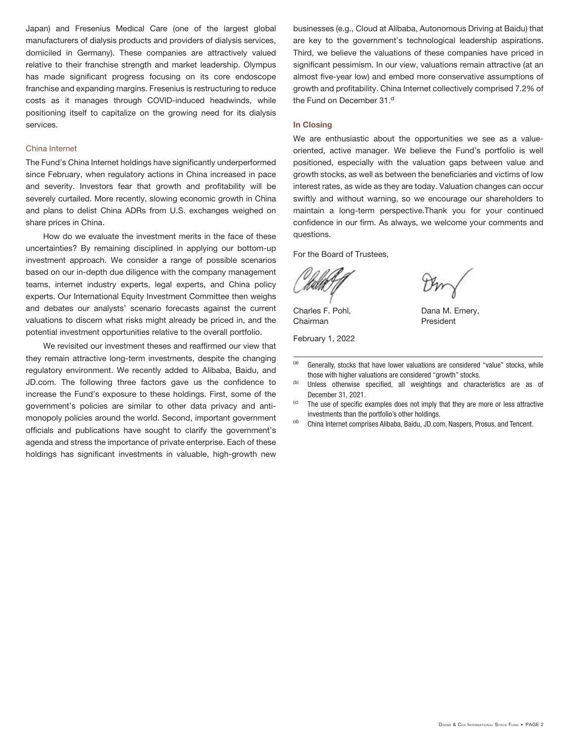Japan) and Fresenius Medical Care (one of the largest global manufacturers of dialysis products and providers of dialysis services, domiciled in Germany). These companies are attractively valued relative to their franchise strength and market leadership. Olympus has made significant progress focusing on its core endoscope franchise and expanding margins. Fresenius is restructuring to reduce costs as it manages through COVID-induced headwinds, while positioning itself to capitalize on the growing need for its dialysis services.

### China Internet

The Fund's China Internet holdings have significantly underperformed since February, when regulatory actions in China increased in pace and severity. Investors fear that growth and profitability will be severely curtailed. More recently, slowing economic growth in China and plans to delist China ADRs from U.S. exchanges weighed on share prices in China.

How do we evaluate the investment merits in the face of these uncertainties? By remaining disciplined in applying our bottom-up investment approach. We consider a range of possible scenarios based on our in-depth due diligence with the company management teams, internet industry experts, legal experts, and China policy experts. Our International Equity Investment Committee then weighs and debates our analysts' scenario forecasts against the current valuations to discern what risks might already be priced in, and the potential investment opportunities relative to the overall portfolio.

We revisited our investment theses and reaffirmed our view that they remain attractive long-term investments, despite the changing regulatory environment. We recently added to Alibaba, Baidu, and JD.com. The following three factors gave us the confidence to increase the Fund's exposure to these holdings. First, some of the government's policies are similar to other data privacy and anti-monopoly policies around the world. Second, important government officials and publications have sought to clarify the government's agenda and stress the importance of private enterprise. Each of these holdings has significant investments in valuable, high-growth new businesses (e.g., Cloud at Alibaba, Autonomous Driving at Baidu) that are key to the government's technological leadership aspirations. Third, we believe the valuations of these companies have priced in significant pessimism. In our view, valuations remain attractive (at an almost five-year low) and embed more conservative assumptions of growth and profitability. China Internet collectively comprised 7.2% of the Fund on December 31.[d]

### In Closing

We are enthusiastic about the opportunities we see as a value-oriented, active manager. We believe the Fund's portfolio is well positioned, especially with the valuation gaps between value and growth stocks, as well as between the beneficiaries and victims of low interest rates, as wide as they are today. Valuation changes can occur swiftly and without warning, so we encourage our shareholders to maintain a long-term perspective.Thank you for your continued confidence in our firm. As always, we welcome your comments and questions.

For the Board of Trustees,

Charles F. Pohl,
Chairman

Dana M. Emery,
President

February 1, 2022

---

[a] Generally, stocks that have lower valuations are considered "value" stocks, while those with higher valuations are considered "growth" stocks.

[b] Unless otherwise specified, all weightings and characteristics are as of December 31, 2021.

[c] The use of specific examples does not imply that they are more or less attractive investments than the portfolio's other holdings.

[d] China Internet comprises Alibaba, Baidu, JD.com, Naspers, Prosus, and Tencent.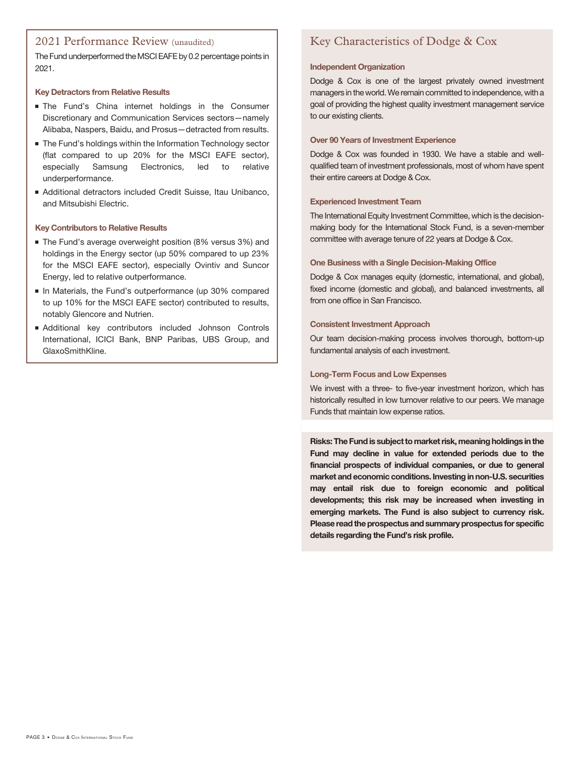## 2021 Performance Review (unaudited)

The Fund underperformed the MSCI EAFE by 0.2 percentage points in 2021.

### Key Detractors from Relative Results

- The Fund's China internet holdings in the Consumer Discretionary and Communication Services sectors—namely Alibaba, Naspers, Baidu, and Prosus—detracted from results.
- The Fund's holdings within the Information Technology sector (flat compared to up 20% for the MSCI EAFE sector), especially Samsung Electronics, led to relative underperformance.
- Additional detractors included Credit Suisse, Itau Unibanco, and Mitsubishi Electric.

### Key Contributors to Relative Results

- The Fund's average overweight position (8% versus 3%) and holdings in the Energy sector (up 50% compared to up 23% for the MSCI EAFE sector), especially Ovintiv and Suncor Energy, led to relative outperformance.
- In Materials, the Fund's outperformance (up 30% compared to up 10% for the MSCI EAFE sector) contributed to results, notably Glencore and Nutrien.
- Additional key contributors included Johnson Controls International, ICICI Bank, BNP Paribas, UBS Group, and GlaxoSmithKline.

## Key Characteristics of Dodge & Cox

### Independent Organization

Dodge & Cox is one of the largest privately owned investment managers in the world. We remain committed to independence, with a goal of providing the highest quality investment management service to our existing clients.

### Over 90 Years of Investment Experience

Dodge & Cox was founded in 1930. We have a stable and well-qualified team of investment professionals, most of whom have spent their entire careers at Dodge & Cox.

### Experienced Investment Team

The International Equity Investment Committee, which is the decision-making body for the International Stock Fund, is a seven-member committee with average tenure of 22 years at Dodge & Cox.

### One Business with a Single Decision-Making Office

Dodge & Cox manages equity (domestic, international, and global), fixed income (domestic and global), and balanced investments, all from one office in San Francisco.

### Consistent Investment Approach

Our team decision-making process involves thorough, bottom-up fundamental analysis of each investment.

### Long-Term Focus and Low Expenses

We invest with a three- to five-year investment horizon, which has historically resulted in low turnover relative to our peers. We manage Funds that maintain low expense ratios.

**Risks: The Fund is subject to market risk, meaning holdings in the Fund may decline in value for extended periods due to the financial prospects of individual companies, or due to general market and economic conditions. Investing in non-U.S. securities may entail risk due to foreign economic and political developments; this risk may be increased when investing in emerging markets. The Fund is also subject to currency risk. Please read the prospectus and summary prospectus for specific details regarding the Fund's risk profile.**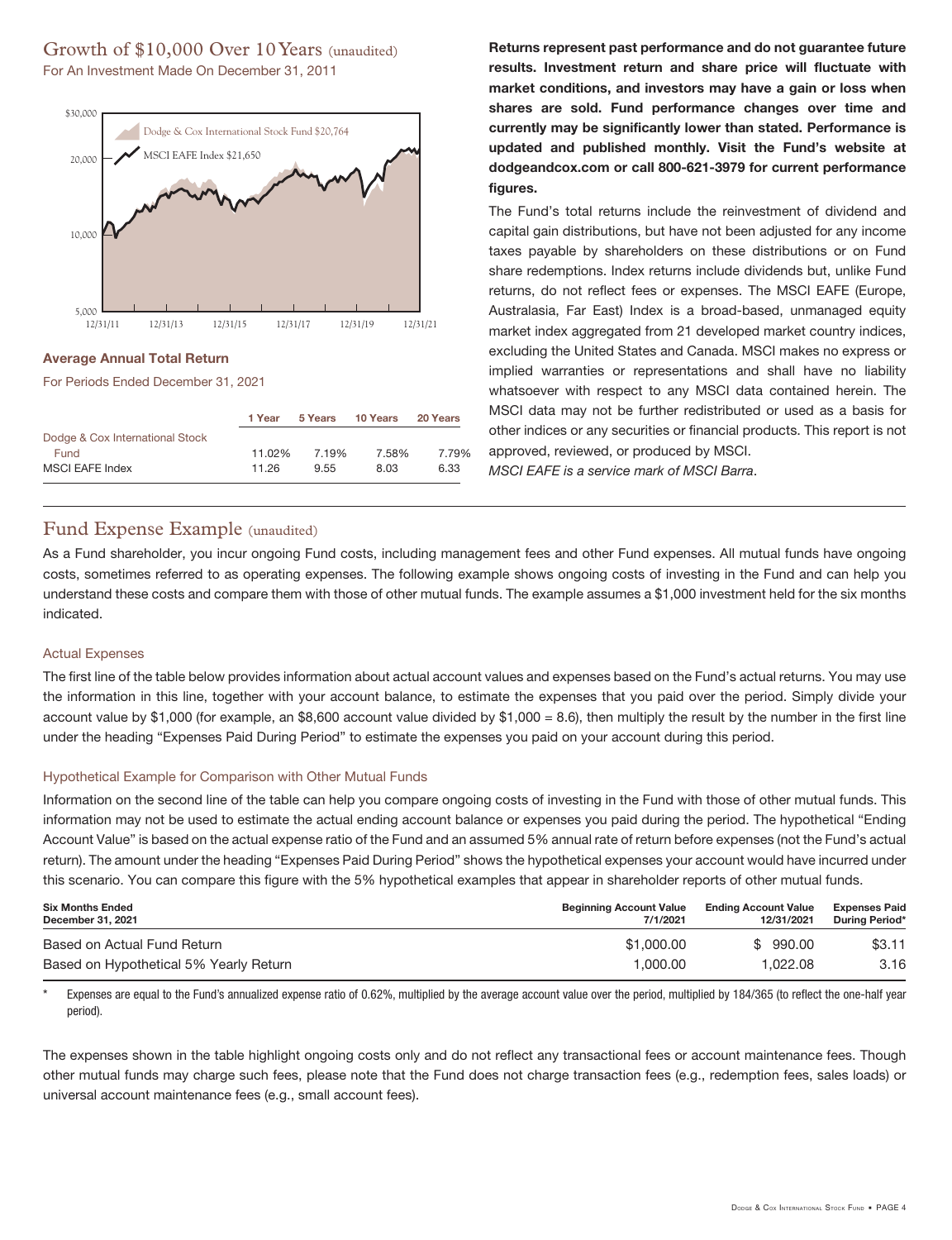## Growth of $10,000 Over 10 Years (unaudited)

For An Investment Made On December 31, 2011

Dodge & Cox International Stock Fund $20,764

MSCI EAFE Index $21,650

### Average Annual Total Return

For Periods Ended December 31, 2021

| | 1 Year | 5 Years | 10 Years | 20 Years |
|---|---|---|---|---|
| Dodge & Cox International Stock Fund | 11.02% | 7.19% | 7.58% | 7.79% |
| MSCI EAFE Index | 11.26 | 9.55 | 8.03 | 6.33 |

**Returns represent past performance and do not guarantee future results. Investment return and share price will fluctuate with market conditions, and investors may have a gain or loss when shares are sold. Fund performance changes over time and currently may be significantly lower than stated. Performance is updated and published monthly. Visit the Fund's website at dodgeandcox.com or call 800-621-3979 for current performance figures.**

The Fund's total returns include the reinvestment of dividend and capital gain distributions, but have not been adjusted for any income taxes payable by shareholders on these distributions or on Fund share redemptions. Index returns include dividends but, unlike Fund returns, do not reflect fees or expenses. The MSCI EAFE (Europe, Australasia, Far East) Index is a broad-based, unmanaged equity market index aggregated from 21 developed market country indices, excluding the United States and Canada. MSCI makes no express or implied warranties or representations and shall have no liability whatsoever with respect to any MSCI data contained herein. The MSCI data may not be further redistributed or used as a basis for other indices or any securities or financial products. This report is not approved, reviewed, or produced by MSCI.

*MSCI EAFE is a service mark of MSCI Barra*.

## Fund Expense Example (unaudited)

As a Fund shareholder, you incur ongoing Fund costs, including management fees and other Fund expenses. All mutual funds have ongoing costs, sometimes referred to as operating expenses. The following example shows ongoing costs of investing in the Fund and can help you understand these costs and compare them with those of other mutual funds. The example assumes a $1,000 investment held for the six months indicated.

### Actual Expenses

The first line of the table below provides information about actual account values and expenses based on the Fund's actual returns. You may use the information in this line, together with your account balance, to estimate the expenses that you paid over the period. Simply divide your account value by $1,000 (for example, an $8,600 account value divided by $1,000 = 8.6), then multiply the result by the number in the first line under the heading "Expenses Paid During Period" to estimate the expenses you paid on your account during this period.

### Hypothetical Example for Comparison with Other Mutual Funds

Information on the second line of the table can help you compare ongoing costs of investing in the Fund with those of other mutual funds. This information may not be used to estimate the actual ending account balance or expenses you paid during the period. The hypothetical "Ending Account Value" is based on the actual expense ratio of the Fund and an assumed 5% annual rate of return before expenses (not the Fund's actual return). The amount under the heading "Expenses Paid During Period" shows the hypothetical expenses your account would have incurred under this scenario. You can compare this figure with the 5% hypothetical examples that appear in shareholder reports of other mutual funds.

| Six Months Ended December 31, 2021 | Beginning Account Value 7/1/2021 | Ending Account Value 12/31/2021 | Expenses Paid During Period* |
|---|---|---|---|
| Based on Actual Fund Return | $1,000.00 | $ 990.00 | $3.11 |
| Based on Hypothetical 5% Yearly Return | 1,000.00 | 1,022.08 | 3.16 |

\* Expenses are equal to the Fund's annualized expense ratio of 0.62%, multiplied by the average account value over the period, multiplied by 184/365 (to reflect the one-half year period).

The expenses shown in the table highlight ongoing costs only and do not reflect any transactional fees or account maintenance fees. Though other mutual funds may charge such fees, please note that the Fund does not charge transaction fees (e.g., redemption fees, sales loads) or universal account maintenance fees (e.g., small account fees).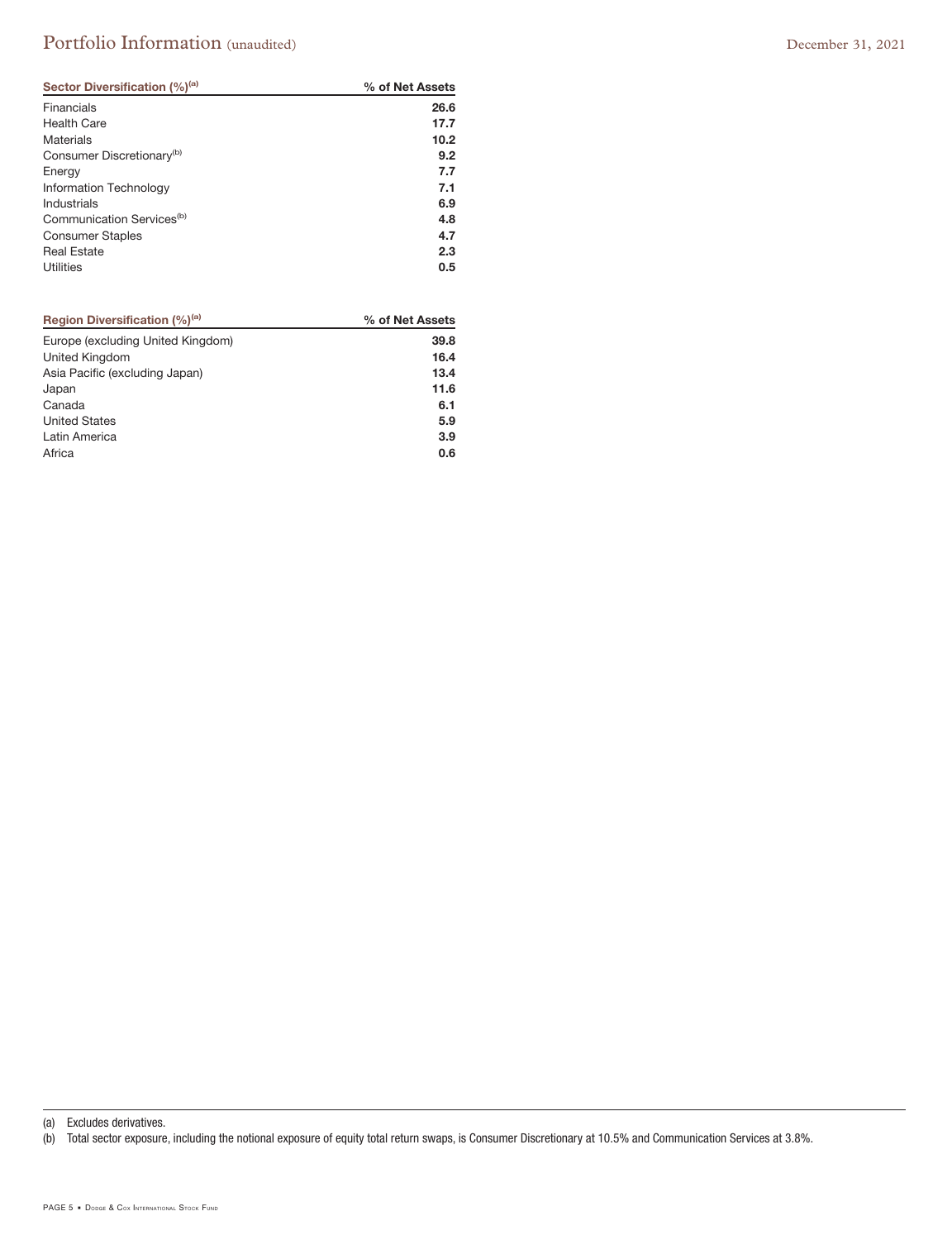# Portfolio Information (unaudited)

December 31, 2021

| Sector Diversification (%)[a] | % of Net Assets |
|---|---|
| Financials | 26.6 |
| Health Care | 17.7 |
| Materials | 10.2 |
| Consumer Discretionary[b] | 9.2 |
| Energy | 7.7 |
| Information Technology | 7.1 |
| Industrials | 6.9 |
| Communication Services[b] | 4.8 |
| Consumer Staples | 4.7 |
| Real Estate | 2.3 |
| Utilities | 0.5 |

| Region Diversification (%)[a] | % of Net Assets |
|---|---|
| Europe (excluding United Kingdom) | 39.8 |
| United Kingdom | 16.4 |
| Asia Pacific (excluding Japan) | 13.4 |
| Japan | 11.6 |
| Canada | 6.1 |
| United States | 5.9 |
| Latin America | 3.9 |
| Africa | 0.6 |

(a) Excludes derivatives.

(b) Total sector exposure, including the notional exposure of equity total return swaps, is Consumer Discretionary at 10.5% and Communication Services at 3.8%.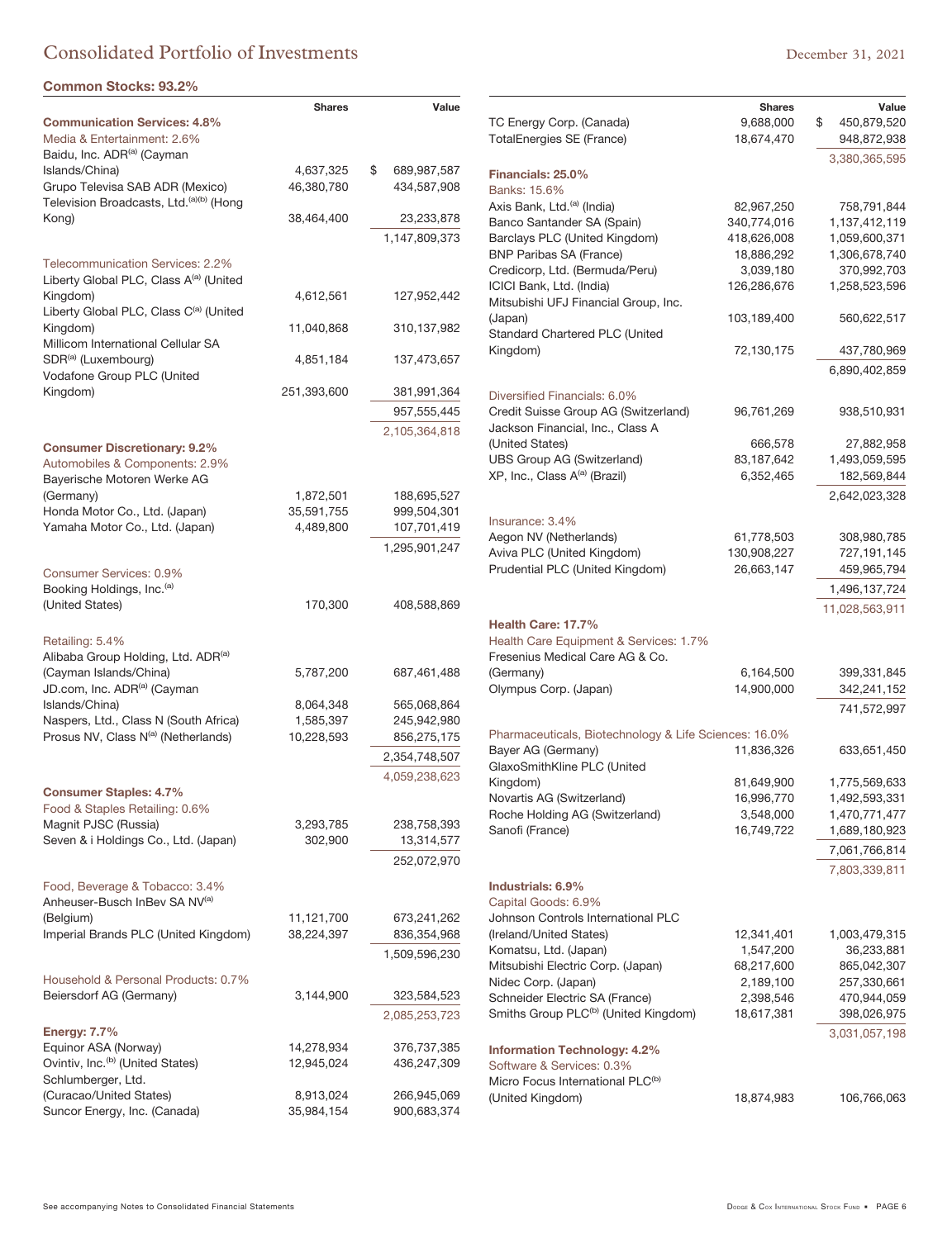# Consolidated Portfolio of Investments

December 31, 2021

## Common Stocks: 93.2%

| | Shares | Value |
|---|---|---|
| **Communication Services: 4.8%** | | |
| Media & Entertainment: 2.6% | | |
| Baidu, Inc. ADR[a] (Cayman Islands/China) | 4,637,325 | $ 689,987,587 |
| Grupo Televisa SAB ADR (Mexico) | 46,380,780 | 434,587,908 |
| Television Broadcasts, Ltd.[a][b] (Hong Kong) | 38,464,400 | 23,233,878 |
| | | 1,147,809,373 |
| Telecommunication Services: 2.2% | | |
| Liberty Global PLC, Class A[a] (United Kingdom) | 4,612,561 | 127,952,442 |
| Liberty Global PLC, Class C[a] (United Kingdom) | 11,040,868 | 310,137,982 |
| Millicom International Cellular SA SDR[a] (Luxembourg) | 4,851,184 | 137,473,657 |
| Vodafone Group PLC (United Kingdom) | 251,393,600 | 381,991,364 |
| | | 957,555,445 |
| | | 2,105,364,818 |
| **Consumer Discretionary: 9.2%** | | |
| Automobiles & Components: 2.9% | | |
| Bayerische Motoren Werke AG (Germany) | 1,872,501 | 188,695,527 |
| Honda Motor Co., Ltd. (Japan) | 35,591,755 | 999,504,301 |
| Yamaha Motor Co., Ltd. (Japan) | 4,489,800 | 107,701,419 |
| | | 1,295,901,247 |
| Consumer Services: 0.9% | | |
| Booking Holdings, Inc.[a] (United States) | 170,300 | 408,588,869 |
| Retailing: 5.4% | | |
| Alibaba Group Holding, Ltd. ADR[a] (Cayman Islands/China) | 5,787,200 | 687,461,488 |
| JD.com, Inc. ADR[a] (Cayman Islands/China) | 8,064,348 | 565,068,864 |
| Naspers, Ltd., Class N (South Africa) | 1,585,397 | 245,942,980 |
| Prosus NV, Class N[a] (Netherlands) | 10,228,593 | 856,275,175 |
| | | 2,354,748,507 |
| | | 4,059,238,623 |
| **Consumer Staples: 4.7%** | | |
| Food & Staples Retailing: 0.6% | | |
| Magnit PJSC (Russia) | 3,293,785 | 238,758,393 |
| Seven & i Holdings Co., Ltd. (Japan) | 302,900 | 13,314,577 |
| | | 252,072,970 |
| Food, Beverage & Tobacco: 3.4% | | |
| Anheuser-Busch InBev SA NV[a] (Belgium) | 11,121,700 | 673,241,262 |
| Imperial Brands PLC (United Kingdom) | 38,224,397 | 836,354,968 |
| | | 1,509,596,230 |
| Household & Personal Products: 0.7% | | |
| Beiersdorf AG (Germany) | 3,144,900 | 323,584,523 |
| | | 2,085,253,723 |
| **Energy: 7.7%** | | |
| Equinor ASA (Norway) | 14,278,934 | 376,737,385 |
| Ovintiv, Inc.[b] (United States) | 12,945,024 | 436,247,309 |
| Schlumberger, Ltd. (Curacao/United States) | 8,913,024 | 266,945,069 |
| Suncor Energy, Inc. (Canada) | 35,984,154 | 900,683,374 |
| TC Energy Corp. (Canada) | 9,688,000 | $ 450,879,520 |
| TotalEnergies SE (France) | 18,674,470 | 948,872,938 |
| | | 3,380,365,595 |
| **Financials: 25.0%** | | |
| Banks: 15.6% | | |
| Axis Bank, Ltd.[a] (India) | 82,967,250 | 758,791,844 |
| Banco Santander SA (Spain) | 340,774,016 | 1,137,412,119 |
| Barclays PLC (United Kingdom) | 418,626,008 | 1,059,600,371 |
| BNP Paribas SA (France) | 18,886,292 | 1,306,678,740 |
| Credicorp, Ltd. (Bermuda/Peru) | 3,039,180 | 370,992,703 |
| ICICI Bank, Ltd. (India) | 126,286,676 | 1,258,523,596 |
| Mitsubishi UFJ Financial Group, Inc. (Japan) | 103,189,400 | 560,622,517 |
| Standard Chartered PLC (United Kingdom) | 72,130,175 | 437,780,969 |
| | | 6,890,402,859 |
| Diversified Financials: 6.0% | | |
| Credit Suisse Group AG (Switzerland) | 96,761,269 | 938,510,931 |
| Jackson Financial, Inc., Class A (United States) | 666,578 | 27,882,958 |
| UBS Group AG (Switzerland) | 83,187,642 | 1,493,059,595 |
| XP, Inc., Class A[a] (Brazil) | 6,352,465 | 182,569,844 |
| | | 2,642,023,328 |
| Insurance: 3.4% | | |
| Aegon NV (Netherlands) | 61,778,503 | 308,980,785 |
| Aviva PLC (United Kingdom) | 130,908,227 | 727,191,145 |
| Prudential PLC (United Kingdom) | 26,663,147 | 459,965,794 |
| | | 1,496,137,724 |
| | | 11,028,563,911 |
| **Health Care: 17.7%** | | |
| Health Care Equipment & Services: 1.7% | | |
| Fresenius Medical Care AG & Co. (Germany) | 6,164,500 | 399,331,845 |
| Olympus Corp. (Japan) | 14,900,000 | 342,241,152 |
| | | 741,572,997 |
| Pharmaceuticals, Biotechnology & Life Sciences: 16.0% | | |
| Bayer AG (Germany) | 11,836,326 | 633,651,450 |
| GlaxoSmithKline PLC (United Kingdom) | 81,649,900 | 1,775,569,633 |
| Novartis AG (Switzerland) | 16,996,770 | 1,492,593,331 |
| Roche Holding AG (Switzerland) | 3,548,000 | 1,470,771,477 |
| Sanofi (France) | 16,749,722 | 1,689,180,923 |
| | | 7,061,766,814 |
| | | 7,803,339,811 |
| **Industrials: 6.9%** | | |
| Capital Goods: 6.9% | | |
| Johnson Controls International PLC (Ireland/United States) | 12,341,401 | 1,003,479,315 |
| Komatsu, Ltd. (Japan) | 1,547,200 | 36,233,881 |
| Mitsubishi Electric Corp. (Japan) | 68,217,600 | 865,042,307 |
| Nidec Corp. (Japan) | 2,189,100 | 257,330,661 |
| Schneider Electric SA (France) | 2,398,546 | 470,944,059 |
| Smiths Group PLC[b] (United Kingdom) | 18,617,381 | 398,026,975 |
| | | 3,031,057,198 |
| **Information Technology: 4.2%** | | |
| Software & Services: 0.3% | | |
| Micro Focus International PLC[b] (United Kingdom) | 18,874,983 | 106,766,063 |

See accompanying Notes to Consolidated Financial Statements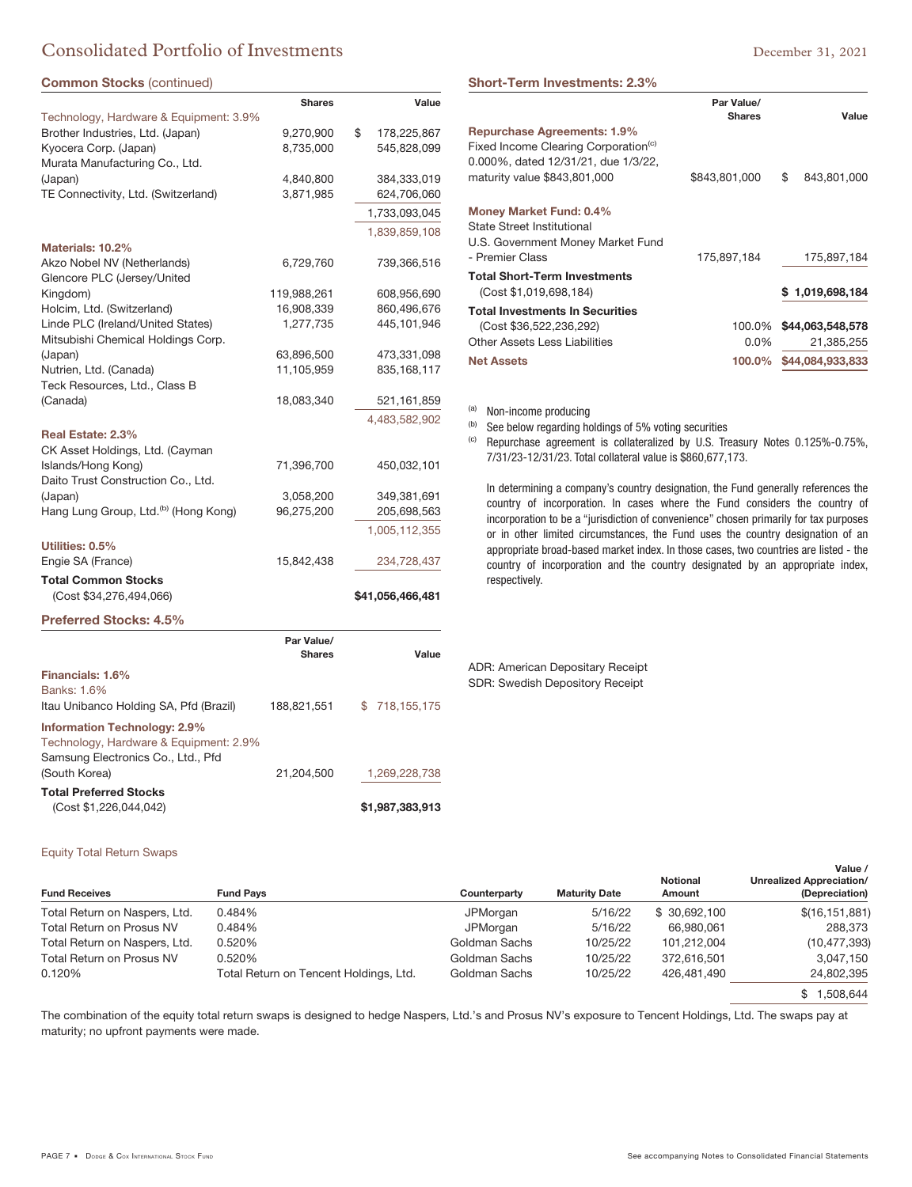# Consolidated Portfolio of Investments

December 31, 2021

### Common Stocks (continued)

| | Shares | Value |
|---|---|---|
| Technology, Hardware & Equipment: 3.9% | | |
| Brother Industries, Ltd. (Japan) | 9,270,900 | $ 178,225,867 |
| Kyocera Corp. (Japan) | 8,735,000 | 545,828,099 |
| Murata Manufacturing Co., Ltd. (Japan) | 4,840,800 | 384,333,019 |
| TE Connectivity, Ltd. (Switzerland) | 3,871,985 | 624,706,060 |
| | | 1,733,093,045 |
| | | 1,839,859,108 |
| **Materials: 10.2%** | | |
| Akzo Nobel NV (Netherlands) | 6,729,760 | 739,366,516 |
| Glencore PLC (Jersey/United Kingdom) | 119,988,261 | 608,956,690 |
| Holcim, Ltd. (Switzerland) | 16,908,339 | 860,496,676 |
| Linde PLC (Ireland/United States) | 1,277,735 | 445,101,946 |
| Mitsubishi Chemical Holdings Corp. (Japan) | 63,896,500 | 473,331,098 |
| Nutrien, Ltd. (Canada) | 11,105,959 | 835,168,117 |
| Teck Resources, Ltd., Class B (Canada) | 18,083,340 | 521,161,859 |
| | | 4,483,582,902 |
| **Real Estate: 2.3%** | | |
| CK Asset Holdings, Ltd. (Cayman Islands/Hong Kong) | 71,396,700 | 450,032,101 |
| Daito Trust Construction Co., Ltd. (Japan) | 3,058,200 | 349,381,691 |
| Hang Lung Group, Ltd.[(b)] (Hong Kong) | 96,275,200 | 205,698,563 |
| | | 1,005,112,355 |
| **Utilities: 0.5%** | | |
| Engie SA (France) | 15,842,438 | 234,728,437 |
| **Total Common Stocks** (Cost $34,276,494,066) | | **$41,056,466,481** |

### Preferred Stocks: 4.5%

| | Par Value/ Shares | Value |
|---|---|---|
| **Financials: 1.6%** | | |
| Banks: 1.6% | | |
| Itau Unibanco Holding SA, Pfd (Brazil) | 188,821,551 | $ 718,155,175 |
| **Information Technology: 2.9%** | | |
| Technology, Hardware & Equipment: 2.9% | | |
| Samsung Electronics Co., Ltd., Pfd (South Korea) | 21,204,500 | 1,269,228,738 |
| **Total Preferred Stocks** (Cost $1,226,044,042) | | **$1,987,383,913** |

### Short-Term Investments: 2.3%

| | Par Value/ Shares | Value |
|---|---|---|
| **Repurchase Agreements: 1.9%** | | |
| Fixed Income Clearing Corporation[(c)] 0.000%, dated 12/31/21, due 1/3/22, maturity value $843,801,000 | $843,801,000 | $ 843,801,000 |
| **Money Market Fund: 0.4%** | | |
| State Street Institutional U.S. Government Money Market Fund - Premier Class | 175,897,184 | 175,897,184 |
| **Total Short-Term Investments** (Cost $1,019,698,184) | | **$ 1,019,698,184** |
| **Total Investments In Securities** (Cost $36,522,236,292) | 100.0% | **$44,063,548,578** |
| Other Assets Less Liabilities | 0.0% | 21,385,255 |
| **Net Assets** | **100.0%** | **$44,084,933,833** |

(a) Non-income producing

(b) See below regarding holdings of 5% voting securities

(c) Repurchase agreement is collateralized by U.S. Treasury Notes 0.125%-0.75%, 7/31/23-12/31/23. Total collateral value is $860,677,173.

In determining a company's country designation, the Fund generally references the country of incorporation. In cases where the Fund considers the country of incorporation to be a "jurisdiction of convenience" chosen primarily for tax purposes or in other limited circumstances, the Fund uses the country designation of an appropriate broad-based market index. In those cases, two countries are listed - the country of incorporation and the country designated by an appropriate index, respectively.

ADR: American Depositary Receipt
SDR: Swedish Depository Receipt

### Equity Total Return Swaps

| Fund Receives | Fund Pays | Counterparty | Maturity Date | Notional Amount | Value / Unrealized Appreciation/ (Depreciation) |
|---|---|---|---|---|---|
| Total Return on Naspers, Ltd. | 0.484% | JPMorgan | 5/16/22 | $ 30,692,100 | $(16,151,881) |
| Total Return on Prosus NV | 0.484% | JPMorgan | 5/16/22 | 66,980,061 | 288,373 |
| Total Return on Naspers, Ltd. | 0.520% | Goldman Sachs | 10/25/22 | 101,212,004 | (10,477,393) |
| Total Return on Prosus NV | 0.520% | Goldman Sachs | 10/25/22 | 372,616,501 | 3,047,150 |
| 0.120% | Total Return on Tencent Holdings, Ltd. | Goldman Sachs | 10/25/22 | 426,481,490 | 24,802,395 |
| | | | | | $ 1,508,644 |

The combination of the equity total return swaps is designed to hedge Naspers, Ltd.'s and Prosus NV's exposure to Tencent Holdings, Ltd. The swaps pay at maturity; no upfront payments were made.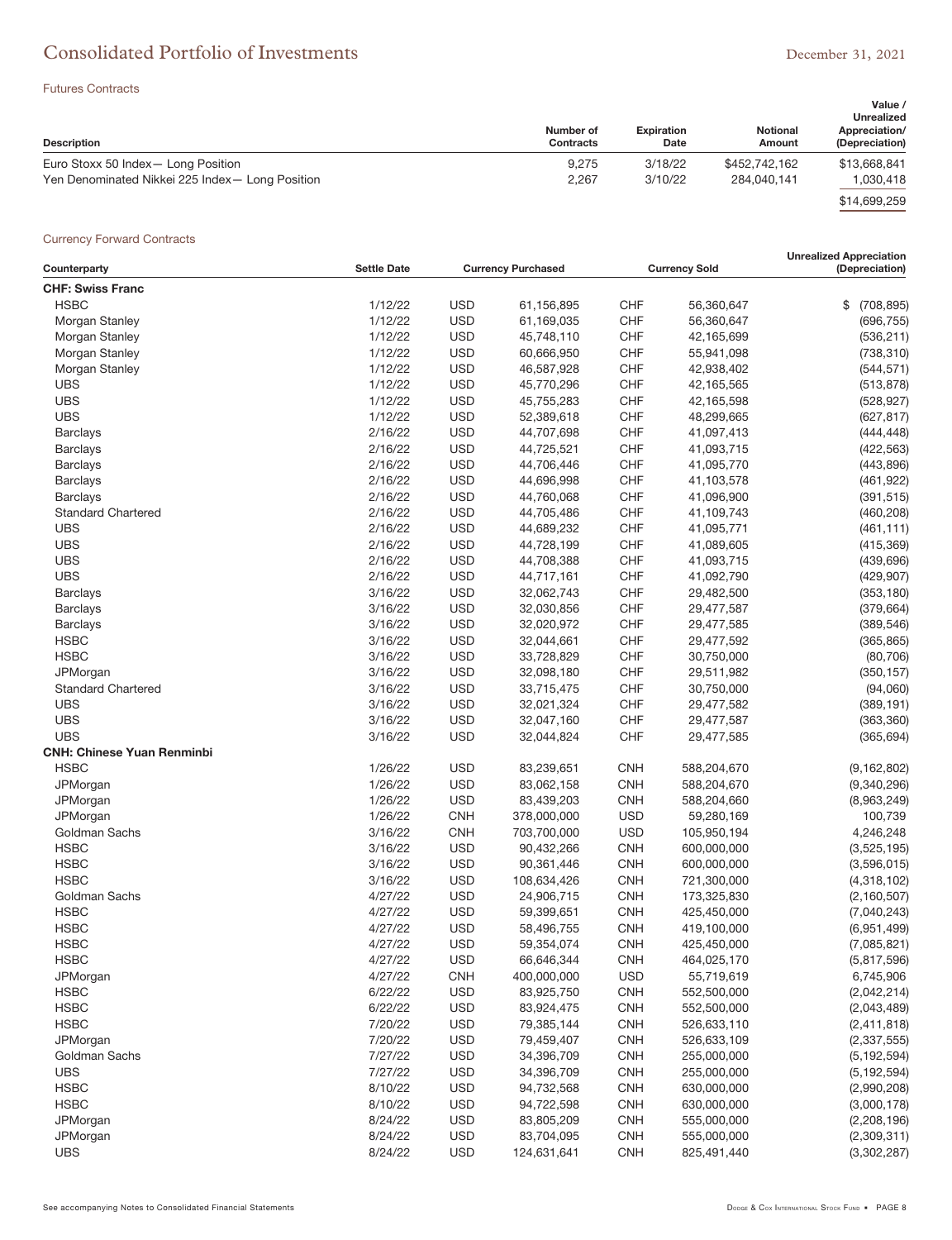## Consolidated Portfolio of Investments

December 31, 2021

### Futures Contracts

| Description | Number of Contracts | Expiration Date | Notional Amount | Value / Unrealized Appreciation/ (Depreciation) |
|---|---|---|---|---|
| Euro Stoxx 50 Index— Long Position | 9,275 | 3/18/22 | $452,742,162 | $13,668,841 |
| Yen Denominated Nikkei 225 Index— Long Position | 2,267 | 3/10/22 | 284,040,141 | 1,030,418 |
| | | | | $14,699,259 |

### Currency Forward Contracts

| Counterparty | Settle Date | Currency Purchased | | Currency Sold | | Unrealized Appreciation (Depreciation) |
|---|---|---|---|---|---|---|
| **CHF: Swiss Franc** | | | | | | |
| HSBC | 1/12/22 | USD | 61,156,895 | CHF | 56,360,647 | $ (708,895) |
| Morgan Stanley | 1/12/22 | USD | 61,169,035 | CHF | 56,360,647 | (696,755) |
| Morgan Stanley | 1/12/22 | USD | 45,748,110 | CHF | 42,165,699 | (536,211) |
| Morgan Stanley | 1/12/22 | USD | 60,666,950 | CHF | 55,941,098 | (738,310) |
| Morgan Stanley | 1/12/22 | USD | 46,587,928 | CHF | 42,938,402 | (544,571) |
| UBS | 1/12/22 | USD | 45,770,296 | CHF | 42,165,565 | (513,878) |
| UBS | 1/12/22 | USD | 45,755,283 | CHF | 42,165,598 | (528,927) |
| UBS | 1/12/22 | USD | 52,389,618 | CHF | 48,299,665 | (627,817) |
| Barclays | 2/16/22 | USD | 44,707,698 | CHF | 41,097,413 | (444,448) |
| Barclays | 2/16/22 | USD | 44,725,521 | CHF | 41,093,715 | (422,563) |
| Barclays | 2/16/22 | USD | 44,706,446 | CHF | 41,095,770 | (443,896) |
| Barclays | 2/16/22 | USD | 44,696,998 | CHF | 41,103,578 | (461,922) |
| Barclays | 2/16/22 | USD | 44,760,068 | CHF | 41,096,900 | (391,515) |
| Standard Chartered | 2/16/22 | USD | 44,705,486 | CHF | 41,109,743 | (460,208) |
| UBS | 2/16/22 | USD | 44,689,232 | CHF | 41,095,771 | (461,111) |
| UBS | 2/16/22 | USD | 44,728,199 | CHF | 41,089,605 | (415,369) |
| UBS | 2/16/22 | USD | 44,708,388 | CHF | 41,093,715 | (439,696) |
| UBS | 2/16/22 | USD | 44,717,161 | CHF | 41,092,790 | (429,907) |
| Barclays | 3/16/22 | USD | 32,062,743 | CHF | 29,482,500 | (353,180) |
| Barclays | 3/16/22 | USD | 32,030,856 | CHF | 29,477,587 | (379,664) |
| Barclays | 3/16/22 | USD | 32,020,972 | CHF | 29,477,585 | (389,546) |
| HSBC | 3/16/22 | USD | 32,044,661 | CHF | 29,477,592 | (365,865) |
| HSBC | 3/16/22 | USD | 33,728,829 | CHF | 30,750,000 | (80,706) |
| JPMorgan | 3/16/22 | USD | 32,098,180 | CHF | 29,511,982 | (350,157) |
| Standard Chartered | 3/16/22 | USD | 33,715,475 | CHF | 30,750,000 | (94,060) |
| UBS | 3/16/22 | USD | 32,021,324 | CHF | 29,477,582 | (389,191) |
| UBS | 3/16/22 | USD | 32,047,160 | CHF | 29,477,587 | (363,360) |
| UBS | 3/16/22 | USD | 32,044,824 | CHF | 29,477,585 | (365,694) |
| **CNH: Chinese Yuan Renminbi** | | | | | | |
| HSBC | 1/26/22 | USD | 83,239,651 | CNH | 588,204,670 | (9,162,802) |
| JPMorgan | 1/26/22 | USD | 83,062,158 | CNH | 588,204,670 | (9,340,296) |
| JPMorgan | 1/26/22 | USD | 83,439,203 | CNH | 588,204,660 | (8,963,249) |
| JPMorgan | 1/26/22 | CNH | 378,000,000 | USD | 59,280,169 | 100,739 |
| Goldman Sachs | 3/16/22 | CNH | 703,700,000 | USD | 105,950,194 | 4,246,248 |
| HSBC | 3/16/22 | USD | 90,432,266 | CNH | 600,000,000 | (3,525,195) |
| HSBC | 3/16/22 | USD | 90,361,446 | CNH | 600,000,000 | (3,596,015) |
| HSBC | 3/16/22 | USD | 108,634,426 | CNH | 721,300,000 | (4,318,102) |
| Goldman Sachs | 4/27/22 | USD | 24,906,715 | CNH | 173,325,830 | (2,160,507) |
| HSBC | 4/27/22 | USD | 59,399,651 | CNH | 425,450,000 | (7,040,243) |
| HSBC | 4/27/22 | USD | 58,496,755 | CNH | 419,100,000 | (6,951,499) |
| HSBC | 4/27/22 | USD | 59,354,074 | CNH | 425,450,000 | (7,085,821) |
| HSBC | 4/27/22 | USD | 66,646,344 | CNH | 464,025,170 | (5,817,596) |
| JPMorgan | 4/27/22 | CNH | 400,000,000 | USD | 55,719,619 | 6,745,906 |
| HSBC | 6/22/22 | USD | 83,925,750 | CNH | 552,500,000 | (2,042,214) |
| HSBC | 6/22/22 | USD | 83,924,475 | CNH | 552,500,000 | (2,043,489) |
| HSBC | 7/20/22 | USD | 79,385,144 | CNH | 526,633,110 | (2,411,818) |
| JPMorgan | 7/20/22 | USD | 79,459,407 | CNH | 526,633,109 | (2,337,555) |
| Goldman Sachs | 7/27/22 | USD | 34,396,709 | CNH | 255,000,000 | (5,192,594) |
| UBS | 7/27/22 | USD | 34,396,709 | CNH | 255,000,000 | (5,192,594) |
| HSBC | 8/10/22 | USD | 94,732,568 | CNH | 630,000,000 | (2,990,208) |
| HSBC | 8/10/22 | USD | 94,722,598 | CNH | 630,000,000 | (3,000,178) |
| JPMorgan | 8/24/22 | USD | 83,805,209 | CNH | 555,000,000 | (2,208,196) |
| JPMorgan | 8/24/22 | USD | 83,704,095 | CNH | 555,000,000 | (2,309,311) |
| UBS | 8/24/22 | USD | 124,631,641 | CNH | 825,491,440 | (3,302,287) |

See accompanying Notes to Consolidated Financial Statements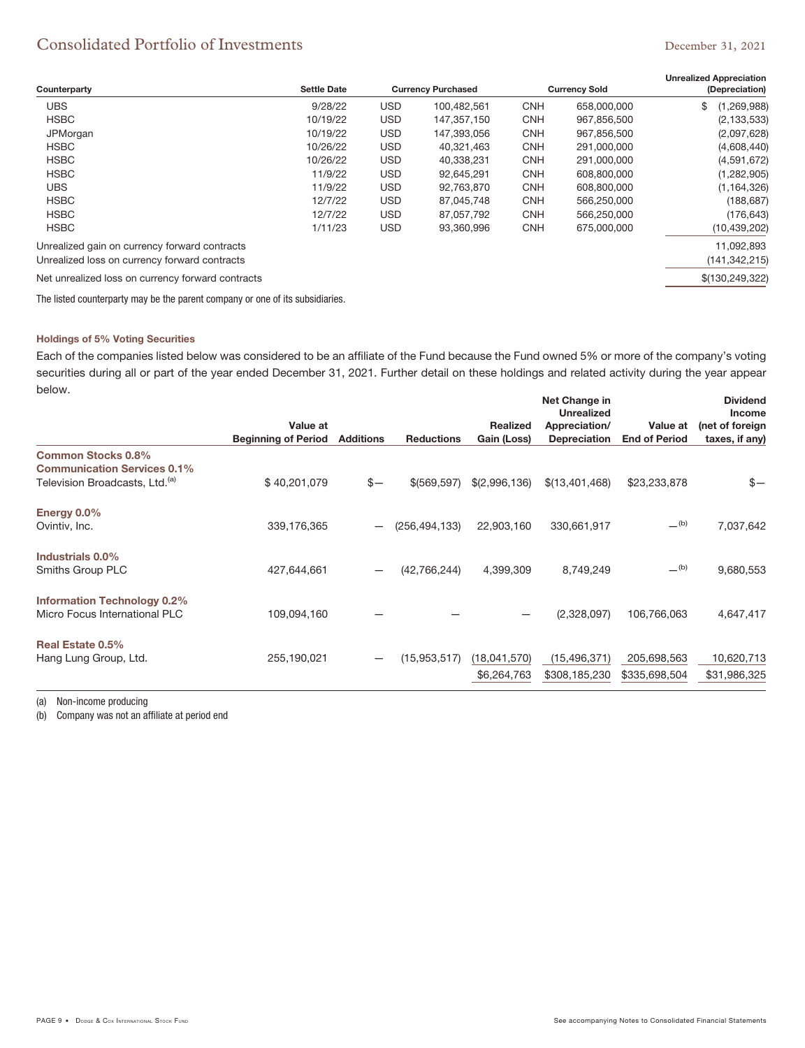# Consolidated Portfolio of Investments

December 31, 2021

| Counterparty | Settle Date | Currency Purchased | | Currency Sold | | Unrealized Appreciation (Depreciation) |
|---|---|---|---|---|---|---|
| UBS | 9/28/22 | USD | 100,482,561 | CNH | 658,000,000 | $ (1,269,988) |
| HSBC | 10/19/22 | USD | 147,357,150 | CNH | 967,856,500 | (2,133,533) |
| JPMorgan | 10/19/22 | USD | 147,393,056 | CNH | 967,856,500 | (2,097,628) |
| HSBC | 10/26/22 | USD | 40,321,463 | CNH | 291,000,000 | (4,608,440) |
| HSBC | 10/26/22 | USD | 40,338,231 | CNH | 291,000,000 | (4,591,672) |
| HSBC | 11/9/22 | USD | 92,645,291 | CNH | 608,800,000 | (1,282,905) |
| UBS | 11/9/22 | USD | 92,763,870 | CNH | 608,800,000 | (1,164,326) |
| HSBC | 12/7/22 | USD | 87,045,748 | CNH | 566,250,000 | (188,687) |
| HSBC | 12/7/22 | USD | 87,057,792 | CNH | 566,250,000 | (176,643) |
| HSBC | 1/11/23 | USD | 93,360,996 | CNH | 675,000,000 | (10,439,202) |
| Unrealized gain on currency forward contracts | | | | | | 11,092,893 |
| Unrealized loss on currency forward contracts | | | | | | (141,342,215) |
| Net unrealized loss on currency forward contracts | | | | | | $(130,249,322) |

The listed counterparty may be the parent company or one of its subsidiaries.

**Holdings of 5% Voting Securities**

Each of the companies listed below was considered to be an affiliate of the Fund because the Fund owned 5% or more of the company's voting securities during all or part of the year ended December 31, 2021. Further detail on these holdings and related activity during the year appear below.

| | Value at Beginning of Period | Additions | Reductions | Realized Gain (Loss) | Net Change in Unrealized Appreciation/ Depreciation | Value at End of Period | Dividend Income (net of foreign taxes, if any) |
|---|---|---|---|---|---|---|---|
| **Common Stocks 0.8%** | | | | | | | |
| **Communication Services 0.1%** | | | | | | | |
| Television Broadcasts, Ltd.[(a)] | $ 40,201,079 | $— | $(569,597) | $(2,996,136) | $(13,401,468) | $23,233,878 | $— |
| **Energy 0.0%** | | | | | | | |
| Ovintiv, Inc. | 339,176,365 | — | (256,494,133) | 22,903,160 | 330,661,917 | —[(b)] | 7,037,642 |
| **Industrials 0.0%** | | | | | | | |
| Smiths Group PLC | 427,644,661 | — | (42,766,244) | 4,399,309 | 8,749,249 | —[(b)] | 9,680,553 |
| **Information Technology 0.2%** | | | | | | | |
| Micro Focus International PLC | 109,094,160 | — | — | — | (2,328,097) | 106,766,063 | 4,647,417 |
| **Real Estate 0.5%** | | | | | | | |
| Hang Lung Group, Ltd. | 255,190,021 | — | (15,953,517) | (18,041,570) | (15,496,371) | 205,698,563 | 10,620,713 |
| | | | | $6,264,763 | $308,185,230 | $335,698,504 | $31,986,325 |

(a) Non-income producing

(b) Company was not an affiliate at period end

See accompanying Notes to Consolidated Financial Statements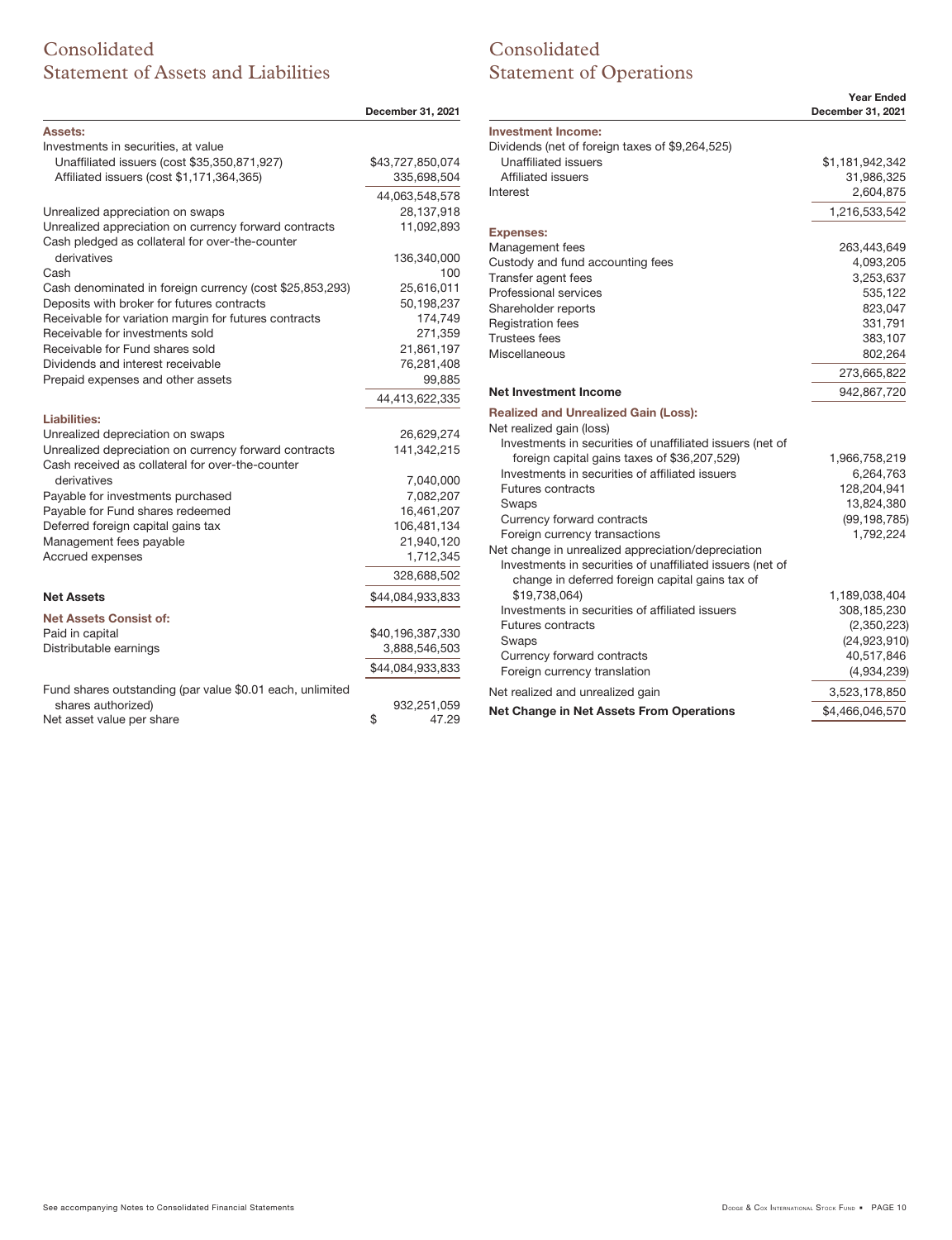# Consolidated Statement of Assets and Liabilities

| | December 31, 2021 |
|---|---|
| **Assets:** | |
| Investments in securities, at value | |
| Unaffiliated issuers (cost $35,350,871,927) | $43,727,850,074 |
| Affiliated issuers (cost $1,171,364,365) | 335,698,504 |
| | 44,063,548,578 |
| Unrealized appreciation on swaps | 28,137,918 |
| Unrealized appreciation on currency forward contracts | 11,092,893 |
| Cash pledged as collateral for over-the-counter derivatives | 136,340,000 |
| Cash | 100 |
| Cash denominated in foreign currency (cost $25,853,293) | 25,616,011 |
| Deposits with broker for futures contracts | 50,198,237 |
| Receivable for variation margin for futures contracts | 174,749 |
| Receivable for investments sold | 271,359 |
| Receivable for Fund shares sold | 21,861,197 |
| Dividends and interest receivable | 76,281,408 |
| Prepaid expenses and other assets | 99,885 |
| | 44,413,622,335 |
| **Liabilities:** | |
| Unrealized depreciation on swaps | 26,629,274 |
| Unrealized depreciation on currency forward contracts | 141,342,215 |
| Cash received as collateral for over-the-counter derivatives | 7,040,000 |
| Payable for investments purchased | 7,082,207 |
| Payable for Fund shares redeemed | 16,461,207 |
| Deferred foreign capital gains tax | 106,481,134 |
| Management fees payable | 21,940,120 |
| Accrued expenses | 1,712,345 |
| | 328,688,502 |
| **Net Assets** | $44,084,933,833 |
| **Net Assets Consist of:** | |
| Paid in capital | $40,196,387,330 |
| Distributable earnings | 3,888,546,503 |
| | $44,084,933,833 |
| Fund shares outstanding (par value $0.01 each, unlimited shares authorized) | 932,251,059 |
| Net asset value per share | $ 47.29 |

# Consolidated Statement of Operations

| | Year Ended December 31, 2021 |
|---|---|
| **Investment Income:** | |
| Dividends (net of foreign taxes of $9,264,525) | |
| Unaffiliated issuers | $1,181,942,342 |
| Affiliated issuers | 31,986,325 |
| Interest | 2,604,875 |
| | 1,216,533,542 |
| **Expenses:** | |
| Management fees | 263,443,649 |
| Custody and fund accounting fees | 4,093,205 |
| Transfer agent fees | 3,253,637 |
| Professional services | 535,122 |
| Shareholder reports | 823,047 |
| Registration fees | 331,791 |
| Trustees fees | 383,107 |
| Miscellaneous | 802,264 |
| | 273,665,822 |
| **Net Investment Income** | 942,867,720 |
| **Realized and Unrealized Gain (Loss):** | |
| Net realized gain (loss) | |
| Investments in securities of unaffiliated issuers (net of foreign capital gains taxes of $36,207,529) | 1,966,758,219 |
| Investments in securities of affiliated issuers | 6,264,763 |
| Futures contracts | 128,204,941 |
| Swaps | 13,824,380 |
| Currency forward contracts | (99,198,785) |
| Foreign currency transactions | 1,792,224 |
| Net change in unrealized appreciation/depreciation | |
| Investments in securities of unaffiliated issuers (net of change in deferred foreign capital gains tax of $19,738,064) | 1,189,038,404 |
| Investments in securities of affiliated issuers | 308,185,230 |
| Futures contracts | (2,350,223) |
| Swaps | (24,923,910) |
| Currency forward contracts | 40,517,846 |
| Foreign currency translation | (4,934,239) |
| Net realized and unrealized gain | 3,523,178,850 |
| **Net Change in Net Assets From Operations** | $4,466,046,570 |

See accompanying Notes to Consolidated Financial Statements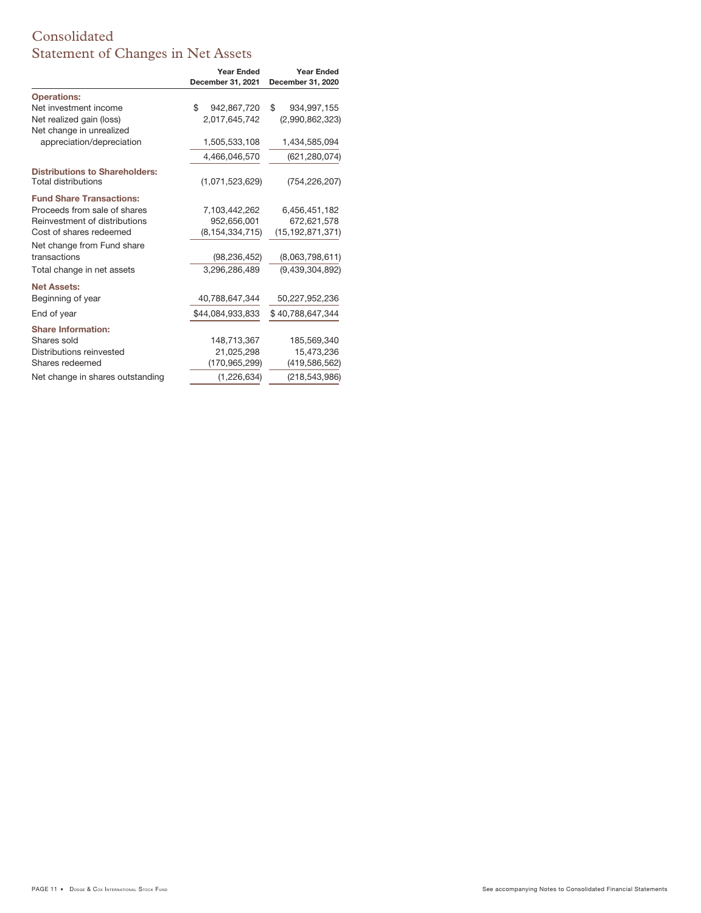# Consolidated Statement of Changes in Net Assets

| | Year Ended December 31, 2021 | Year Ended December 31, 2020 |
|---|---|---|
| **Operations:** | | |
| Net investment income | $ 942,867,720 | $ 934,997,155 |
| Net realized gain (loss) | 2,017,645,742 | (2,990,862,323) |
| Net change in unrealized appreciation/depreciation | 1,505,533,108 | 1,434,585,094 |
| | 4,466,046,570 | (621,280,074) |
| **Distributions to Shareholders:** | | |
| Total distributions | (1,071,523,629) | (754,226,207) |
| **Fund Share Transactions:** | | |
| Proceeds from sale of shares | 7,103,442,262 | 6,456,451,182 |
| Reinvestment of distributions | 952,656,001 | 672,621,578 |
| Cost of shares redeemed | (8,154,334,715) | (15,192,871,371) |
| Net change from Fund share transactions | (98,236,452) | (8,063,798,611) |
| Total change in net assets | 3,296,286,489 | (9,439,304,892) |
| **Net Assets:** | | |
| Beginning of year | 40,788,647,344 | 50,227,952,236 |
| End of year | $44,084,933,833 | $ 40,788,647,344 |
| **Share Information:** | | |
| Shares sold | 148,713,367 | 185,569,340 |
| Distributions reinvested | 21,025,298 | 15,473,236 |
| Shares redeemed | (170,965,299) | (419,586,562) |
| Net change in shares outstanding | (1,226,634) | (218,543,986) |

See accompanying Notes to Consolidated Financial Statements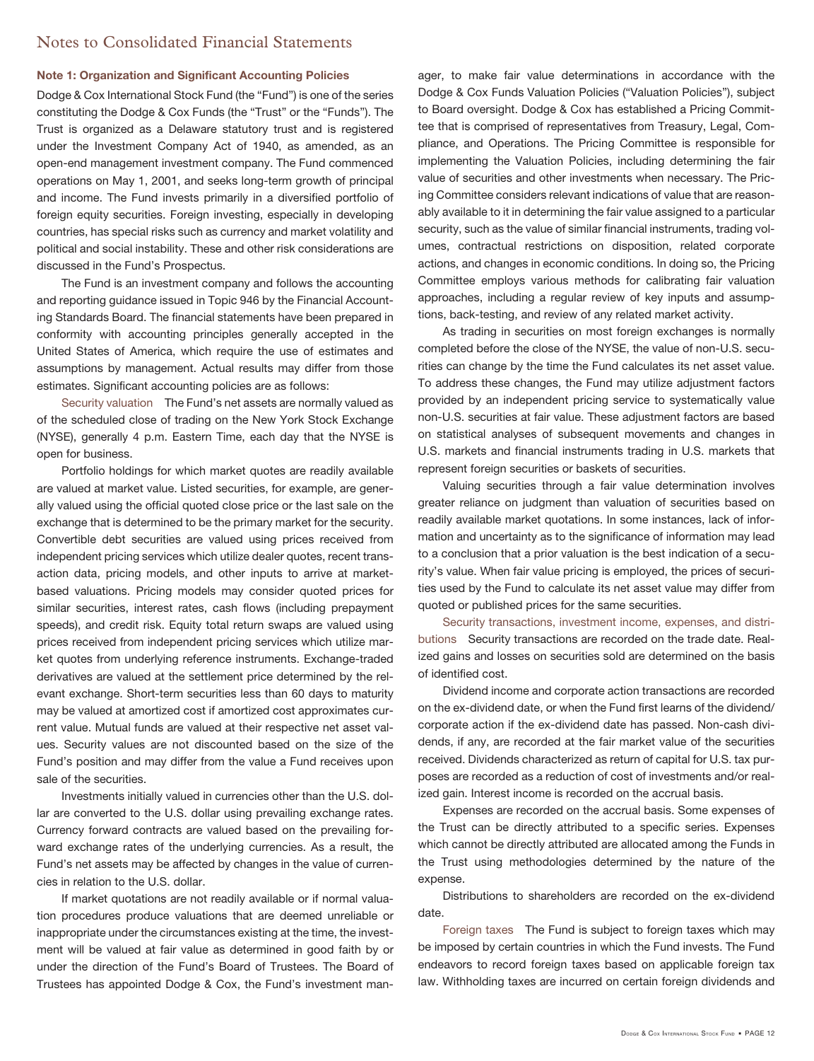# Notes to Consolidated Financial Statements

**Note 1: Organization and Significant Accounting Policies**

Dodge & Cox International Stock Fund (the "Fund") is one of the series constituting the Dodge & Cox Funds (the "Trust" or the "Funds"). The Trust is organized as a Delaware statutory trust and is registered under the Investment Company Act of 1940, as amended, as an open-end management investment company. The Fund commenced operations on May 1, 2001, and seeks long-term growth of principal and income. The Fund invests primarily in a diversified portfolio of foreign equity securities. Foreign investing, especially in developing countries, has special risks such as currency and market volatility and political and social instability. These and other risk considerations are discussed in the Fund's Prospectus.

The Fund is an investment company and follows the accounting and reporting guidance issued in Topic 946 by the Financial Accounting Standards Board. The financial statements have been prepared in conformity with accounting principles generally accepted in the United States of America, which require the use of estimates and assumptions by management. Actual results may differ from those estimates. Significant accounting policies are as follows:

Security valuation The Fund's net assets are normally valued as of the scheduled close of trading on the New York Stock Exchange (NYSE), generally 4 p.m. Eastern Time, each day that the NYSE is open for business.

Portfolio holdings for which market quotes are readily available are valued at market value. Listed securities, for example, are generally valued using the official quoted close price or the last sale on the exchange that is determined to be the primary market for the security. Convertible debt securities are valued using prices received from independent pricing services which utilize dealer quotes, recent transaction data, pricing models, and other inputs to arrive at market-based valuations. Pricing models may consider quoted prices for similar securities, interest rates, cash flows (including prepayment speeds), and credit risk. Equity total return swaps are valued using prices received from independent pricing services which utilize market quotes from underlying reference instruments. Exchange-traded derivatives are valued at the settlement price determined by the relevant exchange. Short-term securities less than 60 days to maturity may be valued at amortized cost if amortized cost approximates current value. Mutual funds are valued at their respective net asset values. Security values are not discounted based on the size of the Fund's position and may differ from the value a Fund receives upon sale of the securities.

Investments initially valued in currencies other than the U.S. dollar are converted to the U.S. dollar using prevailing exchange rates. Currency forward contracts are valued based on the prevailing forward exchange rates of the underlying currencies. As a result, the Fund's net assets may be affected by changes in the value of currencies in relation to the U.S. dollar.

If market quotations are not readily available or if normal valuation procedures produce valuations that are deemed unreliable or inappropriate under the circumstances existing at the time, the investment will be valued at fair value as determined in good faith by or under the direction of the Fund's Board of Trustees. The Board of Trustees has appointed Dodge & Cox, the Fund's investment manager, to make fair value determinations in accordance with the Dodge & Cox Funds Valuation Policies ("Valuation Policies"), subject to Board oversight. Dodge & Cox has established a Pricing Committee that is comprised of representatives from Treasury, Legal, Compliance, and Operations. The Pricing Committee is responsible for implementing the Valuation Policies, including determining the fair value of securities and other investments when necessary. The Pricing Committee considers relevant indications of value that are reasonably available to it in determining the fair value assigned to a particular security, such as the value of similar financial instruments, trading volumes, contractual restrictions on disposition, related corporate actions, and changes in economic conditions. In doing so, the Pricing Committee employs various methods for calibrating fair valuation approaches, including a regular review of key inputs and assumptions, back-testing, and review of any related market activity.

As trading in securities on most foreign exchanges is normally completed before the close of the NYSE, the value of non-U.S. securities can change by the time the Fund calculates its net asset value. To address these changes, the Fund may utilize adjustment factors provided by an independent pricing service to systematically value non-U.S. securities at fair value. These adjustment factors are based on statistical analyses of subsequent movements and changes in U.S. markets and financial instruments trading in U.S. markets that represent foreign securities or baskets of securities.

Valuing securities through a fair value determination involves greater reliance on judgment than valuation of securities based on readily available market quotations. In some instances, lack of information and uncertainty as to the significance of information may lead to a conclusion that a prior valuation is the best indication of a security's value. When fair value pricing is employed, the prices of securities used by the Fund to calculate its net asset value may differ from quoted or published prices for the same securities.

Security transactions, investment income, expenses, and distributions Security transactions are recorded on the trade date. Realized gains and losses on securities sold are determined on the basis of identified cost.

Dividend income and corporate action transactions are recorded on the ex-dividend date, or when the Fund first learns of the dividend/corporate action if the ex-dividend date has passed. Non-cash dividends, if any, are recorded at the fair market value of the securities received. Dividends characterized as return of capital for U.S. tax purposes are recorded as a reduction of cost of investments and/or realized gain. Interest income is recorded on the accrual basis.

Expenses are recorded on the accrual basis. Some expenses of the Trust can be directly attributed to a specific series. Expenses which cannot be directly attributed are allocated among the Funds in the Trust using methodologies determined by the nature of the expense.

Distributions to shareholders are recorded on the ex-dividend date.

Foreign taxes The Fund is subject to foreign taxes which may be imposed by certain countries in which the Fund invests. The Fund endeavors to record foreign taxes based on applicable foreign tax law. Withholding taxes are incurred on certain foreign dividends and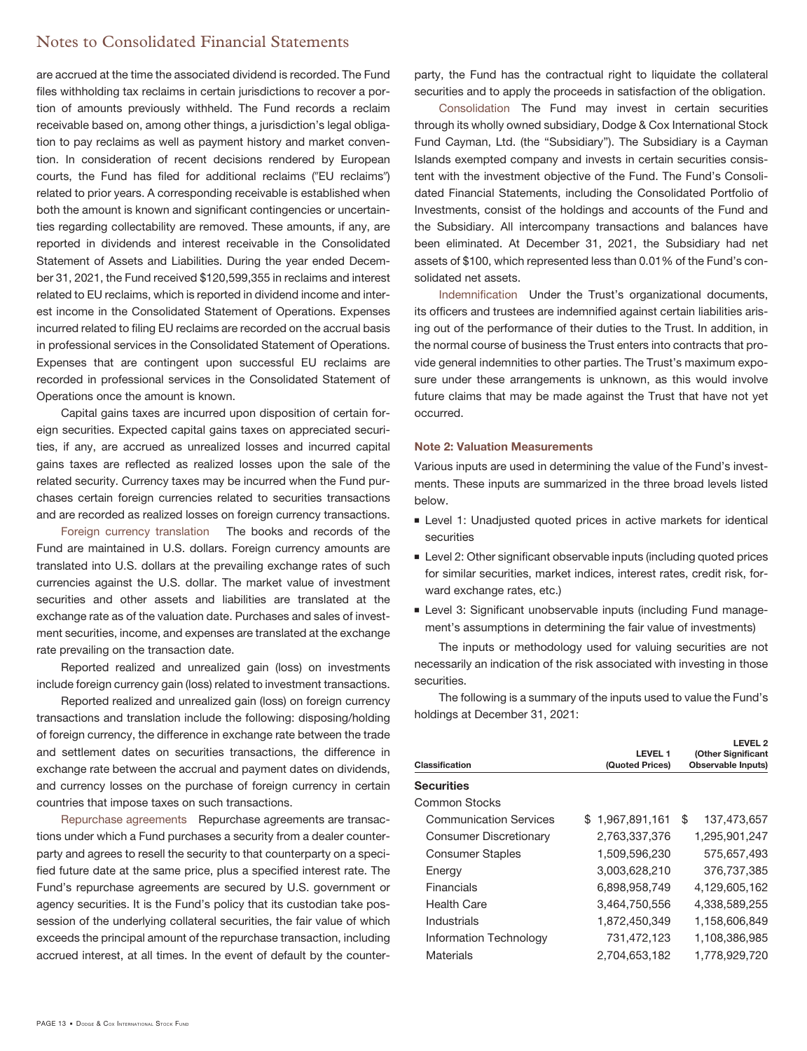are accrued at the time the associated dividend is recorded. The Fund files withholding tax reclaims in certain jurisdictions to recover a portion of amounts previously withheld. The Fund records a reclaim receivable based on, among other things, a jurisdiction's legal obligation to pay reclaims as well as payment history and market convention. In consideration of recent decisions rendered by European courts, the Fund has filed for additional reclaims ("EU reclaims") related to prior years. A corresponding receivable is established when both the amount is known and significant contingencies or uncertainties regarding collectability are removed. These amounts, if any, are reported in dividends and interest receivable in the Consolidated Statement of Assets and Liabilities. During the year ended December 31, 2021, the Fund received $120,599,355 in reclaims and interest related to EU reclaims, which is reported in dividend income and interest income in the Consolidated Statement of Operations. Expenses incurred related to filing EU reclaims are recorded on the accrual basis in professional services in the Consolidated Statement of Operations. Expenses that are contingent upon successful EU reclaims are recorded in professional services in the Consolidated Statement of Operations once the amount is known.

Capital gains taxes are incurred upon disposition of certain foreign securities. Expected capital gains taxes on appreciated securities, if any, are accrued as unrealized losses and incurred capital gains taxes are reflected as realized losses upon the sale of the related security. Currency taxes may be incurred when the Fund purchases certain foreign currencies related to securities transactions and are recorded as realized losses on foreign currency transactions.

Foreign currency translation The books and records of the Fund are maintained in U.S. dollars. Foreign currency amounts are translated into U.S. dollars at the prevailing exchange rates of such currencies against the U.S. dollar. The market value of investment securities and other assets and liabilities are translated at the exchange rate as of the valuation date. Purchases and sales of investment securities, income, and expenses are translated at the exchange rate prevailing on the transaction date.

Reported realized and unrealized gain (loss) on investments include foreign currency gain (loss) related to investment transactions.

Reported realized and unrealized gain (loss) on foreign currency transactions and translation include the following: disposing/holding of foreign currency, the difference in exchange rate between the trade and settlement dates on securities transactions, the difference in exchange rate between the accrual and payment dates on dividends, and currency losses on the purchase of foreign currency in certain countries that impose taxes on such transactions.

Repurchase agreements Repurchase agreements are transactions under which a Fund purchases a security from a dealer counterparty and agrees to resell the security to that counterparty on a specified future date at the same price, plus a specified interest rate. The Fund's repurchase agreements are secured by U.S. government or agency securities. It is the Fund's policy that its custodian take possession of the underlying collateral securities, the fair value of which exceeds the principal amount of the repurchase transaction, including accrued interest, at all times. In the event of default by the counterparty, the Fund has the contractual right to liquidate the collateral securities and to apply the proceeds in satisfaction of the obligation.

Consolidation The Fund may invest in certain securities through its wholly owned subsidiary, Dodge & Cox International Stock Fund Cayman, Ltd. (the "Subsidiary"). The Subsidiary is a Cayman Islands exempted company and invests in certain securities consistent with the investment objective of the Fund. The Fund's Consolidated Financial Statements, including the Consolidated Portfolio of Investments, consist of the holdings and accounts of the Fund and the Subsidiary. All intercompany transactions and balances have been eliminated. At December 31, 2021, the Subsidiary had net assets of $100, which represented less than 0.01% of the Fund's consolidated net assets.

Indemnification Under the Trust's organizational documents, its officers and trustees are indemnified against certain liabilities arising out of the performance of their duties to the Trust. In addition, in the normal course of business the Trust enters into contracts that provide general indemnities to other parties. The Trust's maximum exposure under these arrangements is unknown, as this would involve future claims that may be made against the Trust that have not yet occurred.

**Note 2: Valuation Measurements**

Various inputs are used in determining the value of the Fund's investments. These inputs are summarized in the three broad levels listed below.

- Level 1: Unadjusted quoted prices in active markets for identical securities
- Level 2: Other significant observable inputs (including quoted prices for similar securities, market indices, interest rates, credit risk, forward exchange rates, etc.)
- Level 3: Significant unobservable inputs (including Fund management's assumptions in determining the fair value of investments)

The inputs or methodology used for valuing securities are not necessarily an indication of the risk associated with investing in those securities.

The following is a summary of the inputs used to value the Fund's holdings at December 31, 2021:

| Classification | LEVEL 1 (Quoted Prices) | LEVEL 2 (Other Significant Observable Inputs) |
|---|---|---|
| **Securities** | | |
| Common Stocks | | |
| Communication Services | $ 1,967,891,161 | $ 137,473,657 |
| Consumer Discretionary | 2,763,337,376 | 1,295,901,247 |
| Consumer Staples | 1,509,596,230 | 575,657,493 |
| Energy | 3,003,628,210 | 376,737,385 |
| Financials | 6,898,958,749 | 4,129,605,162 |
| Health Care | 3,464,750,556 | 4,338,589,255 |
| Industrials | 1,872,450,349 | 1,158,606,849 |
| Information Technology | 731,472,123 | 1,108,386,985 |
| Materials | 2,704,653,182 | 1,778,929,720 |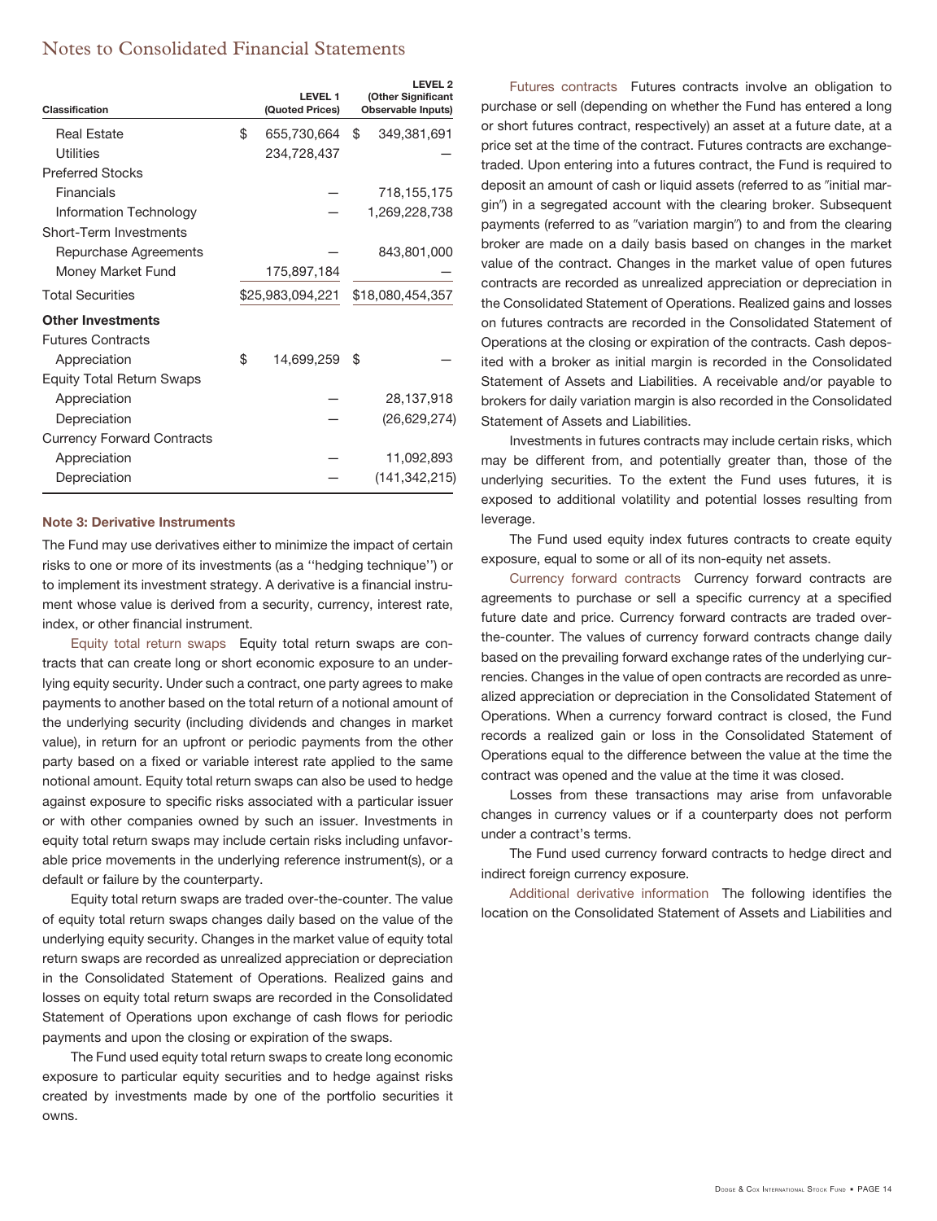## Notes to Consolidated Financial Statements

| Classification | LEVEL 1 (Quoted Prices) | LEVEL 2 (Other Significant Observable Inputs) |
|---|---|---|
| Real Estate | $ 655,730,664 | $ 349,381,691 |
| Utilities | 234,728,437 | — |
| Preferred Stocks | | |
| Financials | — | 718,155,175 |
| Information Technology | — | 1,269,228,738 |
| Short-Term Investments | | |
| Repurchase Agreements | — | 843,801,000 |
| Money Market Fund | 175,897,184 | — |
| Total Securities | $25,983,094,221 | $18,080,454,357 |
| **Other Investments** | | |
| Futures Contracts | | |
| Appreciation | $ 14,699,259 | $ — |
| Equity Total Return Swaps | | |
| Appreciation | — | 28,137,918 |
| Depreciation | — | (26,629,274) |
| Currency Forward Contracts | | |
| Appreciation | — | 11,092,893 |
| Depreciation | — | (141,342,215) |

**Note 3: Derivative Instruments**

The Fund may use derivatives either to minimize the impact of certain risks to one or more of its investments (as a ''hedging technique'') or to implement its investment strategy. A derivative is a financial instrument whose value is derived from a security, currency, interest rate, index, or other financial instrument.

Equity total return swaps Equity total return swaps are contracts that can create long or short economic exposure to an underlying equity security. Under such a contract, one party agrees to make payments to another based on the total return of a notional amount of the underlying security (including dividends and changes in market value), in return for an upfront or periodic payments from the other party based on a fixed or variable interest rate applied to the same notional amount. Equity total return swaps can also be used to hedge against exposure to specific risks associated with a particular issuer or with other companies owned by such an issuer. Investments in equity total return swaps may include certain risks including unfavorable price movements in the underlying reference instrument(s), or a default or failure by the counterparty.

Equity total return swaps are traded over-the-counter. The value of equity total return swaps changes daily based on the value of the underlying equity security. Changes in the market value of equity total return swaps are recorded as unrealized appreciation or depreciation in the Consolidated Statement of Operations. Realized gains and losses on equity total return swaps are recorded in the Consolidated Statement of Operations upon exchange of cash flows for periodic payments and upon the closing or expiration of the swaps.

The Fund used equity total return swaps to create long economic exposure to particular equity securities and to hedge against risks created by investments made by one of the portfolio securities it owns.

Futures contracts Futures contracts involve an obligation to purchase or sell (depending on whether the Fund has entered a long or short futures contract, respectively) an asset at a future date, at a price set at the time of the contract. Futures contracts are exchange-traded. Upon entering into a futures contract, the Fund is required to deposit an amount of cash or liquid assets (referred to as "initial margin") in a segregated account with the clearing broker. Subsequent payments (referred to as "variation margin") to and from the clearing broker are made on a daily basis based on changes in the market value of the contract. Changes in the market value of open futures contracts are recorded as unrealized appreciation or depreciation in the Consolidated Statement of Operations. Realized gains and losses on futures contracts are recorded in the Consolidated Statement of Operations at the closing or expiration of the contracts. Cash deposited with a broker as initial margin is recorded in the Consolidated Statement of Assets and Liabilities. A receivable and/or payable to brokers for daily variation margin is also recorded in the Consolidated Statement of Assets and Liabilities.

Investments in futures contracts may include certain risks, which may be different from, and potentially greater than, those of the underlying securities. To the extent the Fund uses futures, it is exposed to additional volatility and potential losses resulting from leverage.

The Fund used equity index futures contracts to create equity exposure, equal to some or all of its non-equity net assets.

Currency forward contracts Currency forward contracts are agreements to purchase or sell a specific currency at a specified future date and price. Currency forward contracts are traded over-the-counter. The values of currency forward contracts change daily based on the prevailing forward exchange rates of the underlying currencies. Changes in the value of open contracts are recorded as unrealized appreciation or depreciation in the Consolidated Statement of Operations. When a currency forward contract is closed, the Fund records a realized gain or loss in the Consolidated Statement of Operations equal to the difference between the value at the time the contract was opened and the value at the time it was closed.

Losses from these transactions may arise from unfavorable changes in currency values or if a counterparty does not perform under a contract's terms.

The Fund used currency forward contracts to hedge direct and indirect foreign currency exposure.

Additional derivative information The following identifies the location on the Consolidated Statement of Assets and Liabilities and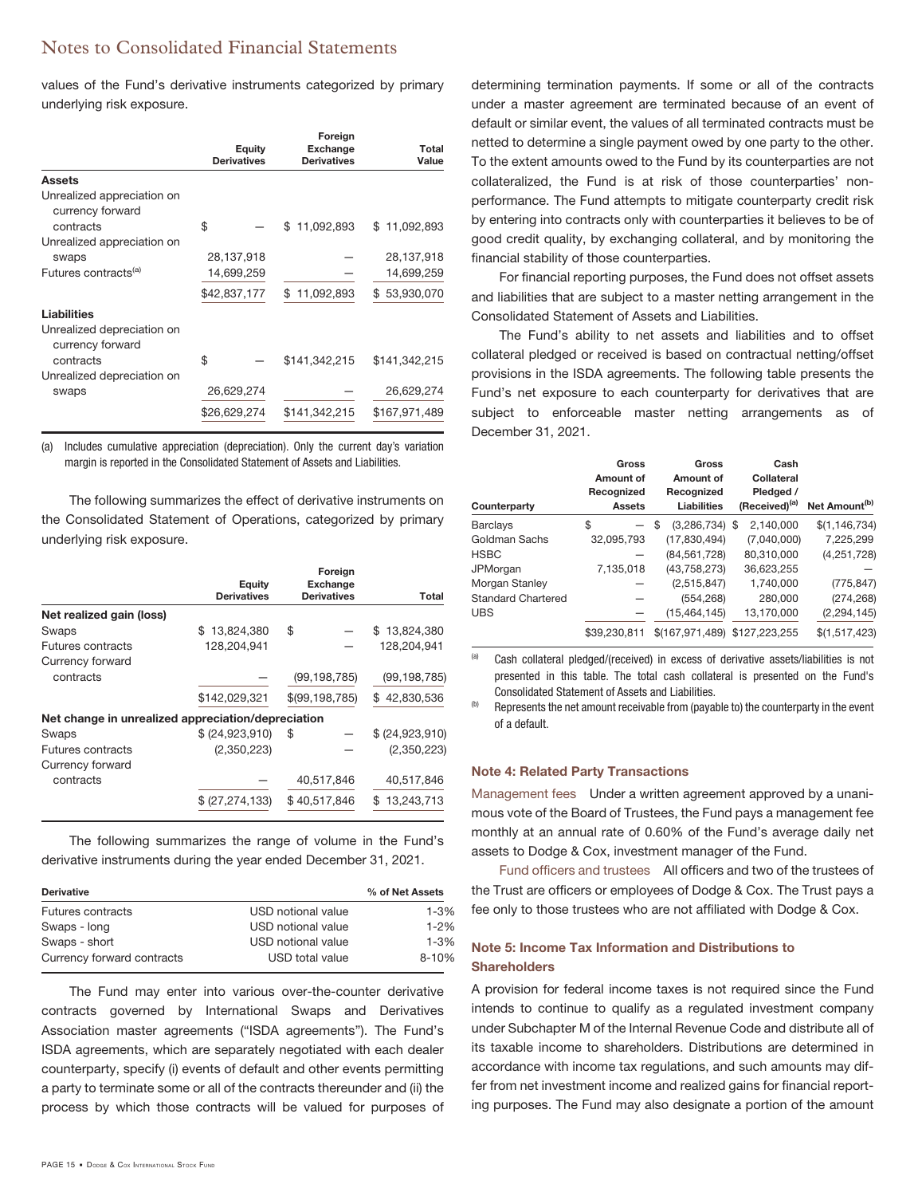values of the Fund's derivative instruments categorized by primary underlying risk exposure.

| | Equity Derivatives | Foreign Exchange Derivatives | Total Value |
|---|---|---|---|
| **Assets** | | | |
| Unrealized appreciation on currency forward contracts | $ — | $ 11,092,893 | $ 11,092,893 |
| Unrealized appreciation on swaps | 28,137,918 | — | 28,137,918 |
| Futures contracts[(a)] | 14,699,259 | — | 14,699,259 |
| | $42,837,177 | $ 11,092,893 | $ 53,930,070 |
| **Liabilities** | | | |
| Unrealized depreciation on currency forward contracts | $ — | $141,342,215 | $141,342,215 |
| Unrealized depreciation on swaps | 26,629,274 | — | 26,629,274 |
| | $26,629,274 | $141,342,215 | $167,971,489 |

(a) Includes cumulative appreciation (depreciation). Only the current day's variation margin is reported in the Consolidated Statement of Assets and Liabilities.

The following summarizes the effect of derivative instruments on the Consolidated Statement of Operations, categorized by primary underlying risk exposure.

| | Equity Derivatives | Foreign Exchange Derivatives | Total |
|---|---|---|---|
| **Net realized gain (loss)** | | | |
| Swaps | $ 13,824,380 | $ — | $ 13,824,380 |
| Futures contracts | 128,204,941 | — | 128,204,941 |
| Currency forward contracts | — | (99,198,785) | (99,198,785) |
| | $142,029,321 | $(99,198,785) | $ 42,830,536 |
| **Net change in unrealized appreciation/depreciation** | | | |
| Swaps | $ (24,923,910) | $ — | $ (24,923,910) |
| Futures contracts | (2,350,223) | — | (2,350,223) |
| Currency forward contracts | — | 40,517,846 | 40,517,846 |
| | $ (27,274,133) | $ 40,517,846 | $ 13,243,713 |

The following summarizes the range of volume in the Fund's derivative instruments during the year ended December 31, 2021.

| Derivative | | % of Net Assets |
|---|---|---|
| Futures contracts | USD notional value | 1-3% |
| Swaps - long | USD notional value | 1-2% |
| Swaps - short | USD notional value | 1-3% |
| Currency forward contracts | USD total value | 8-10% |

The Fund may enter into various over-the-counter derivative contracts governed by International Swaps and Derivatives Association master agreements ("ISDA agreements"). The Fund's ISDA agreements, which are separately negotiated with each dealer counterparty, specify (i) events of default and other events permitting a party to terminate some or all of the contracts thereunder and (ii) the process by which those contracts will be valued for purposes of determining termination payments. If some or all of the contracts under a master agreement are terminated because of an event of default or similar event, the values of all terminated contracts must be netted to determine a single payment owed by one party to the other. To the extent amounts owed to the Fund by its counterparties are not collateralized, the Fund is at risk of those counterparties' non-performance. The Fund attempts to mitigate counterparty credit risk by entering into contracts only with counterparties it believes to be of good credit quality, by exchanging collateral, and by monitoring the financial stability of those counterparties.

For financial reporting purposes, the Fund does not offset assets and liabilities that are subject to a master netting arrangement in the Consolidated Statement of Assets and Liabilities.

The Fund's ability to net assets and liabilities and to offset collateral pledged or received is based on contractual netting/offset provisions in the ISDA agreements. The following table presents the Fund's net exposure to each counterparty for derivatives that are subject to enforceable master netting arrangements as of December 31, 2021.

| Counterparty | Gross Amount of Recognized Assets | Gross Amount of Recognized Liabilities | Cash Collateral Pledged / (Received)[(a)] | Net Amount[(b)] |
|---|---|---|---|---|
| Barclays | $ — | $ (3,286,734) | $ 2,140,000 | $(1,146,734) |
| Goldman Sachs | 32,095,793 | (17,830,494) | (7,040,000) | 7,225,299 |
| HSBC | — | (84,561,728) | 80,310,000 | (4,251,728) |
| JPMorgan | 7,135,018 | (43,758,273) | 36,623,255 | — |
| Morgan Stanley | — | (2,515,847) | 1,740,000 | (775,847) |
| Standard Chartered | — | (554,268) | 280,000 | (274,268) |
| UBS | — | (15,464,145) | 13,170,000 | (2,294,145) |
| | $39,230,811 | $(167,971,489) | $127,223,255 | $(1,517,423) |

(a) Cash collateral pledged/(received) in excess of derivative assets/liabilities is not presented in this table. The total cash collateral is presented on the Fund's Consolidated Statement of Assets and Liabilities.

(b) Represents the net amount receivable from (payable to) the counterparty in the event of a default.

### Note 4: Related Party Transactions

Management fees Under a written agreement approved by a unanimous vote of the Board of Trustees, the Fund pays a management fee monthly at an annual rate of 0.60% of the Fund's average daily net assets to Dodge & Cox, investment manager of the Fund.

Fund officers and trustees All officers and two of the trustees of the Trust are officers or employees of Dodge & Cox. The Trust pays a fee only to those trustees who are not affiliated with Dodge & Cox.

### Note 5: Income Tax Information and Distributions to Shareholders

A provision for federal income taxes is not required since the Fund intends to continue to qualify as a regulated investment company under Subchapter M of the Internal Revenue Code and distribute all of its taxable income to shareholders. Distributions are determined in accordance with income tax regulations, and such amounts may differ from net investment income and realized gains for financial reporting purposes. The Fund may also designate a portion of the amount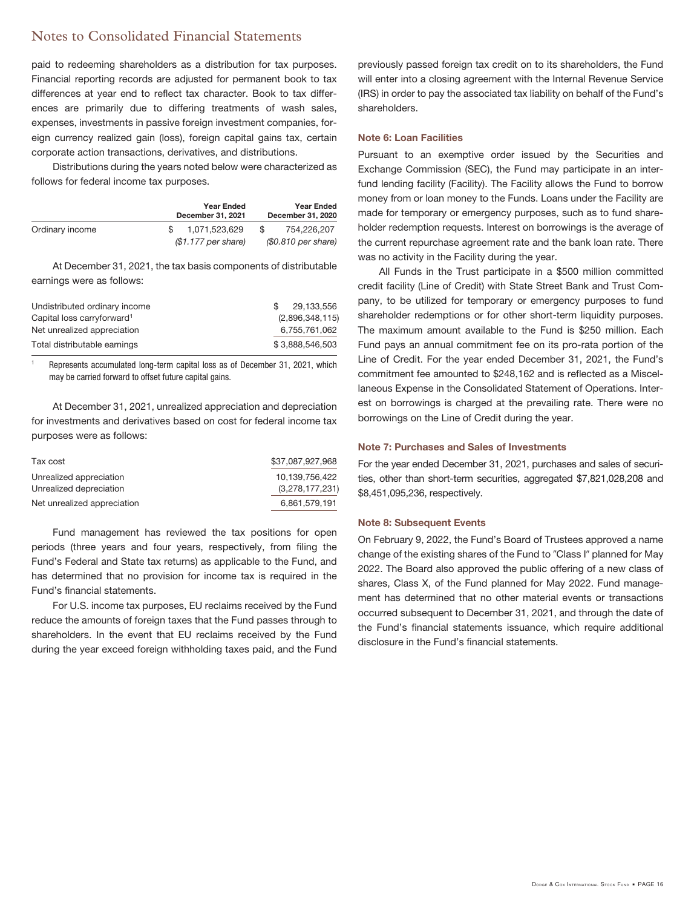## Notes to Consolidated Financial Statements

paid to redeeming shareholders as a distribution for tax purposes. Financial reporting records are adjusted for permanent book to tax differences at year end to reflect tax character. Book to tax differences are primarily due to differing treatments of wash sales, expenses, investments in passive foreign investment companies, foreign currency realized gain (loss), foreign capital gains tax, certain corporate action transactions, derivatives, and distributions.

Distributions during the years noted below were characterized as follows for federal income tax purposes.

| | Year Ended December 31, 2021 | Year Ended December 31, 2020 |
|---|---|---|
| Ordinary income | $ 1,071,523,629 | $ 754,226,207 |
| | *($1.177 per share)* | *($0.810 per share)* |

At December 31, 2021, the tax basis components of distributable earnings were as follows:

| | |
|---|---|
| Undistributed ordinary income | $ 29,133,556 |
| Capital loss carryforward[1] | (2,896,348,115) |
| Net unrealized appreciation | 6,755,761,062 |
| Total distributable earnings | $ 3,888,546,503 |

[1] Represents accumulated long-term capital loss as of December 31, 2021, which may be carried forward to offset future capital gains.

At December 31, 2021, unrealized appreciation and depreciation for investments and derivatives based on cost for federal income tax purposes were as follows:

| | |
|---|---|
| Tax cost | $37,087,927,968 |
| Unrealized appreciation | 10,139,756,422 |
| Unrealized depreciation | (3,278,177,231) |
| Net unrealized appreciation | 6,861,579,191 |

Fund management has reviewed the tax positions for open periods (three years and four years, respectively, from filing the Fund's Federal and State tax returns) as applicable to the Fund, and has determined that no provision for income tax is required in the Fund's financial statements.

For U.S. income tax purposes, EU reclaims received by the Fund reduce the amounts of foreign taxes that the Fund passes through to shareholders. In the event that EU reclaims received by the Fund during the year exceed foreign withholding taxes paid, and the Fund previously passed foreign tax credit on to its shareholders, the Fund will enter into a closing agreement with the Internal Revenue Service (IRS) in order to pay the associated tax liability on behalf of the Fund's shareholders.

### Note 6: Loan Facilities

Pursuant to an exemptive order issued by the Securities and Exchange Commission (SEC), the Fund may participate in an interfund lending facility (Facility). The Facility allows the Fund to borrow money from or loan money to the Funds. Loans under the Facility are made for temporary or emergency purposes, such as to fund shareholder redemption requests. Interest on borrowings is the average of the current repurchase agreement rate and the bank loan rate. There was no activity in the Facility during the year.

All Funds in the Trust participate in a $500 million committed credit facility (Line of Credit) with State Street Bank and Trust Company, to be utilized for temporary or emergency purposes to fund shareholder redemptions or for other short-term liquidity purposes. The maximum amount available to the Fund is $250 million. Each Fund pays an annual commitment fee on its pro-rata portion of the Line of Credit. For the year ended December 31, 2021, the Fund's commitment fee amounted to $248,162 and is reflected as a Miscellaneous Expense in the Consolidated Statement of Operations. Interest on borrowings is charged at the prevailing rate. There were no borrowings on the Line of Credit during the year.

### Note 7: Purchases and Sales of Investments

For the year ended December 31, 2021, purchases and sales of securities, other than short-term securities, aggregated $7,821,028,208 and $8,451,095,236, respectively.

### Note 8: Subsequent Events

On February 9, 2022, the Fund's Board of Trustees approved a name change of the existing shares of the Fund to "Class I" planned for May 2022. The Board also approved the public offering of a new class of shares, Class X, of the Fund planned for May 2022. Fund management has determined that no other material events or transactions occurred subsequent to December 31, 2021, and through the date of the Fund's financial statements issuance, which require additional disclosure in the Fund's financial statements.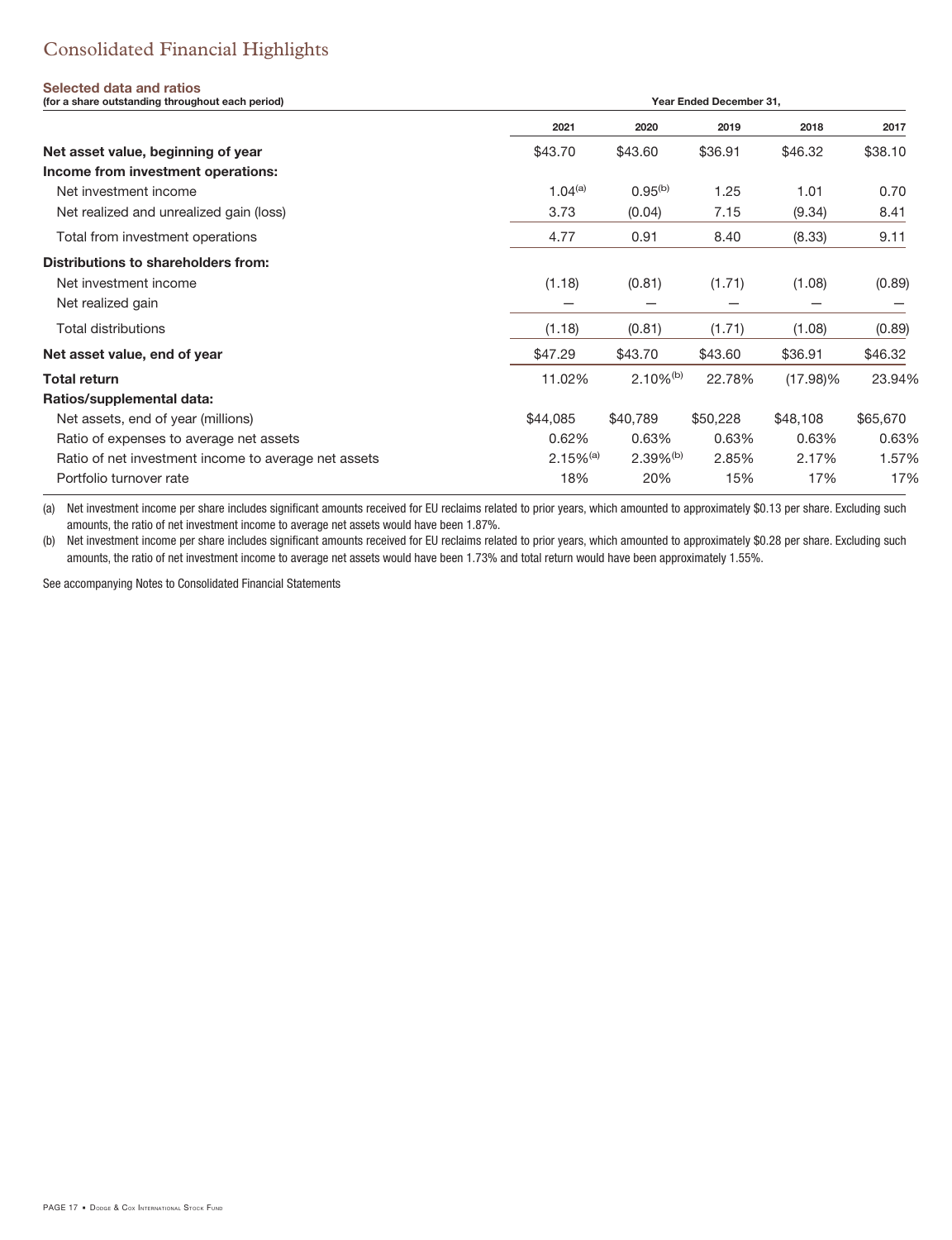# Consolidated Financial Highlights

**Selected data and ratios**
**(for a share outstanding throughout each period)**

| | Year Ended December 31, | | | | |
|---|---|---|---|---|---|
| | **2021** | **2020** | **2019** | **2018** | **2017** |
| **Net asset value, beginning of year** | $43.70 | $43.60 | $36.91 | $46.32 | $38.10 |
| **Income from investment operations:** | | | | | |
| Net investment income | 1.04[a] | 0.95[b] | 1.25 | 1.01 | 0.70 |
| Net realized and unrealized gain (loss) | 3.73 | (0.04) | 7.15 | (9.34) | 8.41 |
| Total from investment operations | 4.77 | 0.91 | 8.40 | (8.33) | 9.11 |
| **Distributions to shareholders from:** | | | | | |
| Net investment income | (1.18) | (0.81) | (1.71) | (1.08) | (0.89) |
| Net realized gain | — | — | — | — | — |
| Total distributions | (1.18) | (0.81) | (1.71) | (1.08) | (0.89) |
| **Net asset value, end of year** | $47.29 | $43.70 | $43.60 | $36.91 | $46.32 |
| **Total return** | 11.02% | 2.10%[b] | 22.78% | (17.98)% | 23.94% |
| **Ratios/supplemental data:** | | | | | |
| Net assets, end of year (millions) | $44,085 | $40,789 | $50,228 | $48,108 | $65,670 |
| Ratio of expenses to average net assets | 0.62% | 0.63% | 0.63% | 0.63% | 0.63% |
| Ratio of net investment income to average net assets | 2.15%[a] | 2.39%[b] | 2.85% | 2.17% | 1.57% |
| Portfolio turnover rate | 18% | 20% | 15% | 17% | 17% |

(a) Net investment income per share includes significant amounts received for EU reclaims related to prior years, which amounted to approximately $0.13 per share. Excluding such amounts, the ratio of net investment income to average net assets would have been 1.87%.

(b) Net investment income per share includes significant amounts received for EU reclaims related to prior years, which amounted to approximately $0.28 per share. Excluding such amounts, the ratio of net investment income to average net assets would have been 1.73% and total return would have been approximately 1.55%.

See accompanying Notes to Consolidated Financial Statements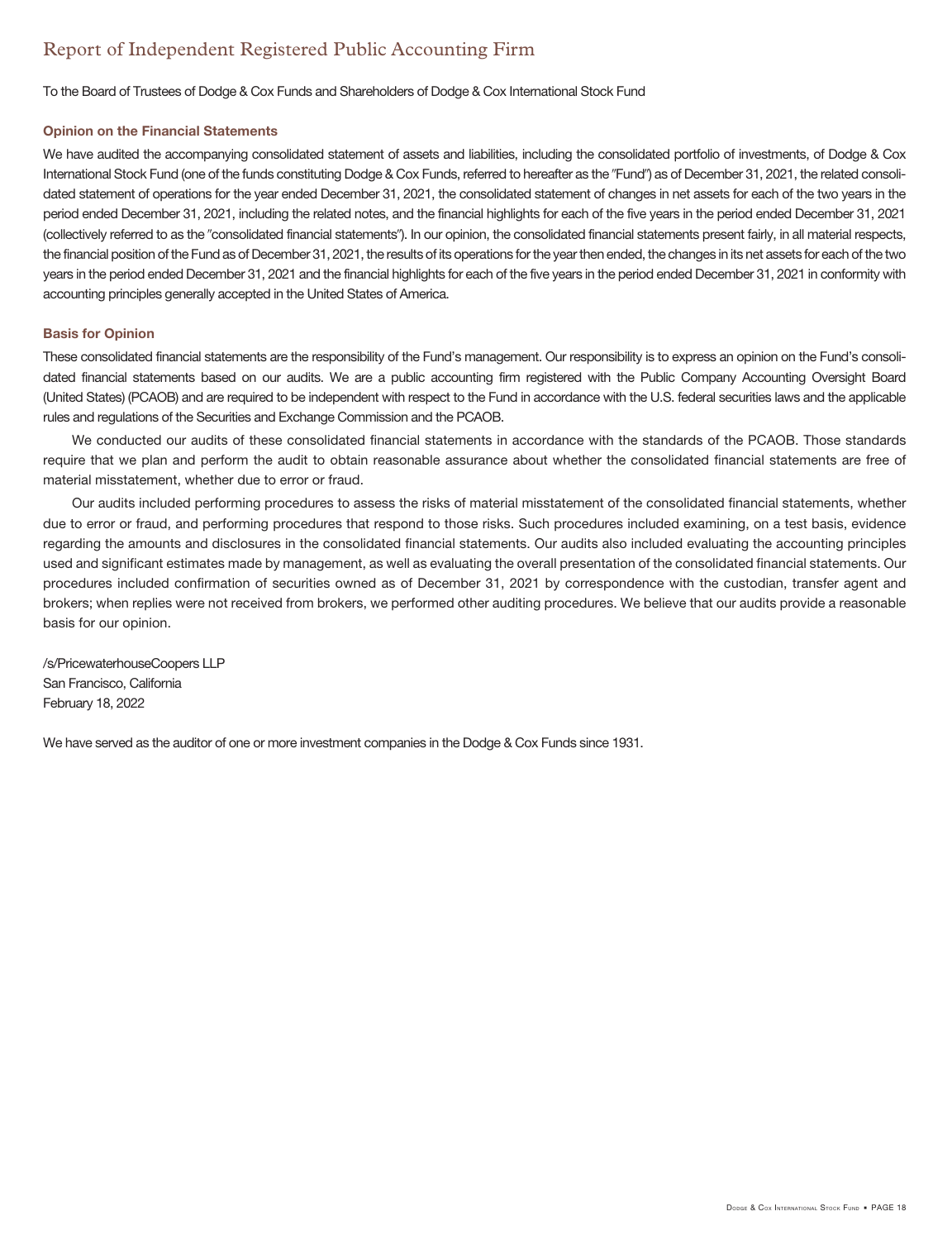# Report of Independent Registered Public Accounting Firm

To the Board of Trustees of Dodge & Cox Funds and Shareholders of Dodge & Cox International Stock Fund

### Opinion on the Financial Statements

We have audited the accompanying consolidated statement of assets and liabilities, including the consolidated portfolio of investments, of Dodge & Cox International Stock Fund (one of the funds constituting Dodge & Cox Funds, referred to hereafter as the "Fund") as of December 31, 2021, the related consolidated statement of operations for the year ended December 31, 2021, the consolidated statement of changes in net assets for each of the two years in the period ended December 31, 2021, including the related notes, and the financial highlights for each of the five years in the period ended December 31, 2021 (collectively referred to as the "consolidated financial statements"). In our opinion, the consolidated financial statements present fairly, in all material respects, the financial position of the Fund as of December 31, 2021, the results of its operations for the year then ended, the changes in its net assets for each of the two years in the period ended December 31, 2021 and the financial highlights for each of the five years in the period ended December 31, 2021 in conformity with accounting principles generally accepted in the United States of America.

### Basis for Opinion

These consolidated financial statements are the responsibility of the Fund's management. Our responsibility is to express an opinion on the Fund's consolidated financial statements based on our audits. We are a public accounting firm registered with the Public Company Accounting Oversight Board (United States) (PCAOB) and are required to be independent with respect to the Fund in accordance with the U.S. federal securities laws and the applicable rules and regulations of the Securities and Exchange Commission and the PCAOB.

We conducted our audits of these consolidated financial statements in accordance with the standards of the PCAOB. Those standards require that we plan and perform the audit to obtain reasonable assurance about whether the consolidated financial statements are free of material misstatement, whether due to error or fraud.

Our audits included performing procedures to assess the risks of material misstatement of the consolidated financial statements, whether due to error or fraud, and performing procedures that respond to those risks. Such procedures included examining, on a test basis, evidence regarding the amounts and disclosures in the consolidated financial statements. Our audits also included evaluating the accounting principles used and significant estimates made by management, as well as evaluating the overall presentation of the consolidated financial statements. Our procedures included confirmation of securities owned as of December 31, 2021 by correspondence with the custodian, transfer agent and brokers; when replies were not received from brokers, we performed other auditing procedures. We believe that our audits provide a reasonable basis for our opinion.

/s/PricewaterhouseCoopers LLP
San Francisco, California
February 18, 2022

We have served as the auditor of one or more investment companies in the Dodge & Cox Funds since 1931.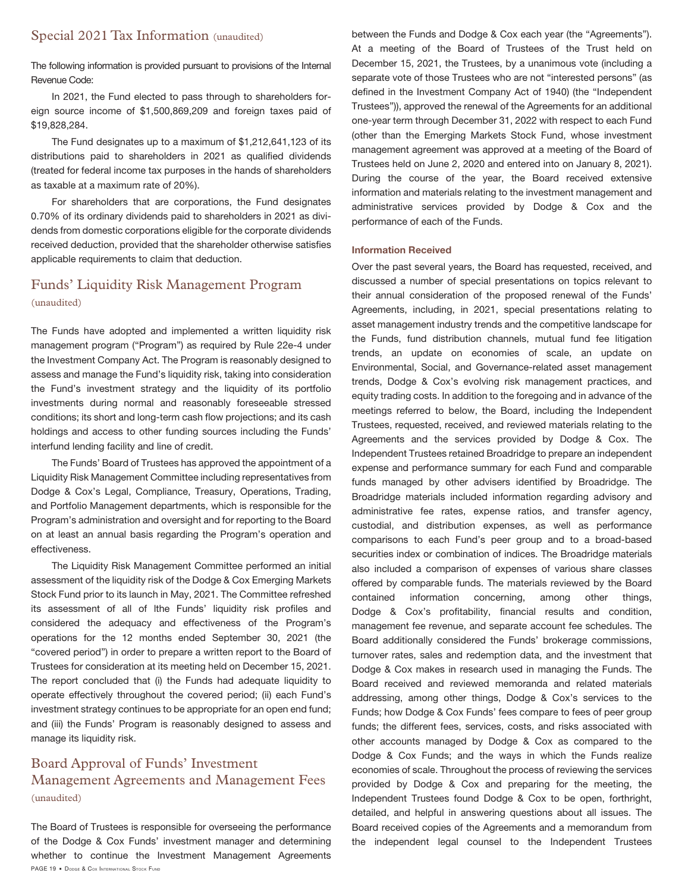## Special 2021 Tax Information (unaudited)

The following information is provided pursuant to provisions of the Internal Revenue Code:

In 2021, the Fund elected to pass through to shareholders foreign source income of $1,500,869,209 and foreign taxes paid of $19,828,284.

The Fund designates up to a maximum of $1,212,641,123 of its distributions paid to shareholders in 2021 as qualified dividends (treated for federal income tax purposes in the hands of shareholders as taxable at a maximum rate of 20%).

For shareholders that are corporations, the Fund designates 0.70% of its ordinary dividends paid to shareholders in 2021 as dividends from domestic corporations eligible for the corporate dividends received deduction, provided that the shareholder otherwise satisfies applicable requirements to claim that deduction.

## Funds' Liquidity Risk Management Program (unaudited)

The Funds have adopted and implemented a written liquidity risk management program ("Program") as required by Rule 22e-4 under the Investment Company Act. The Program is reasonably designed to assess and manage the Fund's liquidity risk, taking into consideration the Fund's investment strategy and the liquidity of its portfolio investments during normal and reasonably foreseeable stressed conditions; its short and long-term cash flow projections; and its cash holdings and access to other funding sources including the Funds' interfund lending facility and line of credit.

The Funds' Board of Trustees has approved the appointment of a Liquidity Risk Management Committee including representatives from Dodge & Cox's Legal, Compliance, Treasury, Operations, Trading, and Portfolio Management departments, which is responsible for the Program's administration and oversight and for reporting to the Board on at least an annual basis regarding the Program's operation and effectiveness.

The Liquidity Risk Management Committee performed an initial assessment of the liquidity risk of the Dodge & Cox Emerging Markets Stock Fund prior to its launch in May, 2021. The Committee refreshed its assessment of all of lthe Funds' liquidity risk profiles and considered the adequacy and effectiveness of the Program's operations for the 12 months ended September 30, 2021 (the "covered period") in order to prepare a written report to the Board of Trustees for consideration at its meeting held on December 15, 2021. The report concluded that (i) the Funds had adequate liquidity to operate effectively throughout the covered period; (ii) each Fund's investment strategy continues to be appropriate for an open end fund; and (iii) the Funds' Program is reasonably designed to assess and manage its liquidity risk.

## Board Approval of Funds' Investment Management Agreements and Management Fees (unaudited)

The Board of Trustees is responsible for overseeing the performance of the Dodge & Cox Funds' investment manager and determining whether to continue the Investment Management Agreements between the Funds and Dodge & Cox each year (the "Agreements"). At a meeting of the Board of Trustees of the Trust held on December 15, 2021, the Trustees, by a unanimous vote (including a separate vote of those Trustees who are not "interested persons" (as defined in the Investment Company Act of 1940) (the "Independent Trustees")), approved the renewal of the Agreements for an additional one-year term through December 31, 2022 with respect to each Fund (other than the Emerging Markets Stock Fund, whose investment management agreement was approved at a meeting of the Board of Trustees held on June 2, 2020 and entered into on January 8, 2021). During the course of the year, the Board received extensive information and materials relating to the investment management and administrative services provided by Dodge & Cox and the performance of each of the Funds.

### Information Received

Over the past several years, the Board has requested, received, and discussed a number of special presentations on topics relevant to their annual consideration of the proposed renewal of the Funds' Agreements, including, in 2021, special presentations relating to asset management industry trends and the competitive landscape for the Funds, fund distribution channels, mutual fund fee litigation trends, an update on economies of scale, an update on Environmental, Social, and Governance-related asset management trends, Dodge & Cox's evolving risk management practices, and equity trading costs. In addition to the foregoing and in advance of the meetings referred to below, the Board, including the Independent Trustees, requested, received, and reviewed materials relating to the Agreements and the services provided by Dodge & Cox. The Independent Trustees retained Broadridge to prepare an independent expense and performance summary for each Fund and comparable funds managed by other advisers identified by Broadridge. The Broadridge materials included information regarding advisory and administrative fee rates, expense ratios, and transfer agency, custodial, and distribution expenses, as well as performance comparisons to each Fund's peer group and to a broad-based securities index or combination of indices. The Broadridge materials also included a comparison of expenses of various share classes offered by comparable funds. The materials reviewed by the Board contained information concerning, among other things, Dodge & Cox's profitability, financial results and condition, management fee revenue, and separate account fee schedules. The Board additionally considered the Funds' brokerage commissions, turnover rates, sales and redemption data, and the investment that Dodge & Cox makes in research used in managing the Funds. The Board received and reviewed memoranda and related materials addressing, among other things, Dodge & Cox's services to the Funds; how Dodge & Cox Funds' fees compare to fees of peer group funds; the different fees, services, costs, and risks associated with other accounts managed by Dodge & Cox as compared to the Dodge & Cox Funds; and the ways in which the Funds realize economies of scale. Throughout the process of reviewing the services provided by Dodge & Cox and preparing for the meeting, the Independent Trustees found Dodge & Cox to be open, forthright, detailed, and helpful in answering questions about all issues. The Board received copies of the Agreements and a memorandum from the independent legal counsel to the Independent Trustees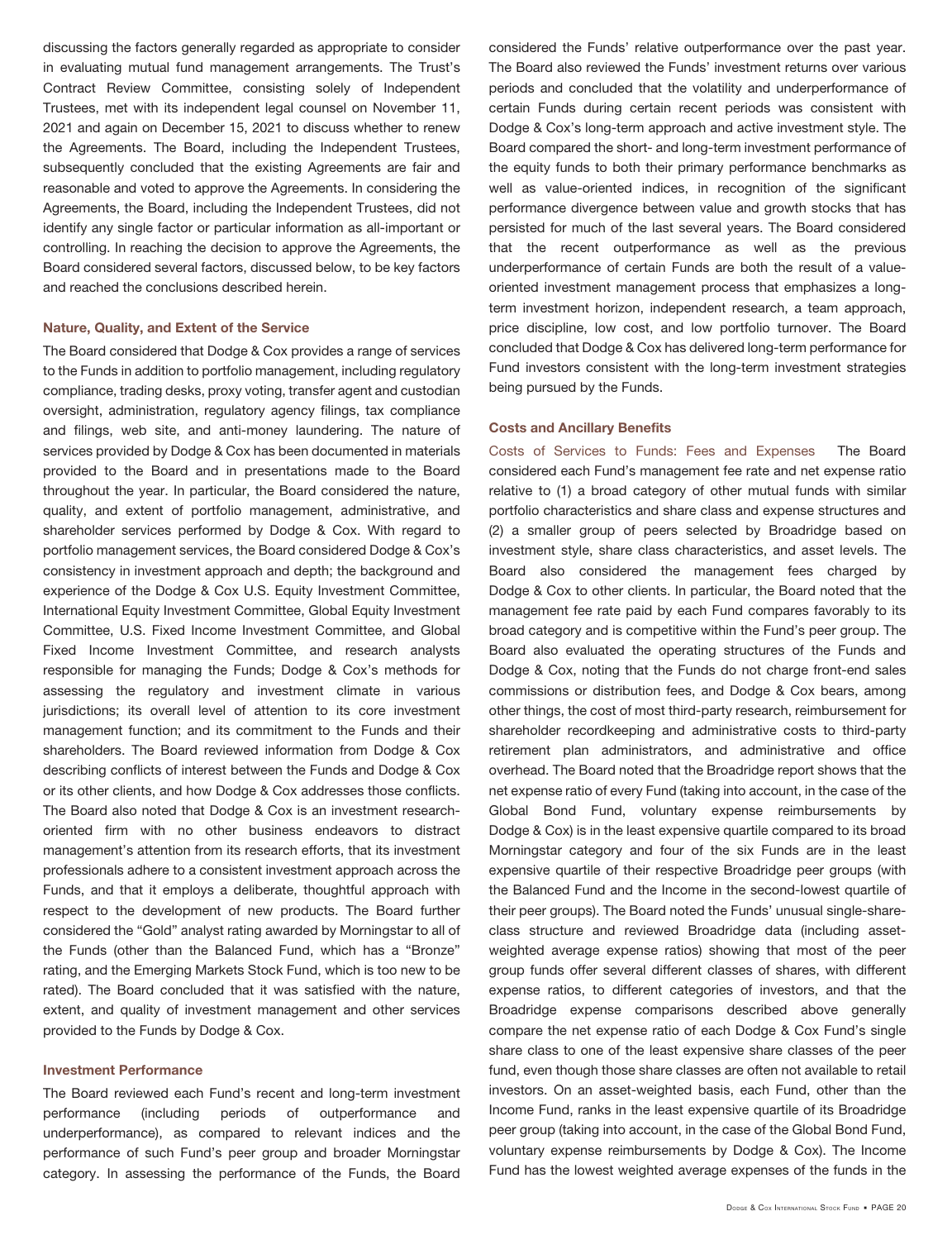discussing the factors generally regarded as appropriate to consider in evaluating mutual fund management arrangements. The Trust's Contract Review Committee, consisting solely of Independent Trustees, met with its independent legal counsel on November 11, 2021 and again on December 15, 2021 to discuss whether to renew the Agreements. The Board, including the Independent Trustees, subsequently concluded that the existing Agreements are fair and reasonable and voted to approve the Agreements. In considering the Agreements, the Board, including the Independent Trustees, did not identify any single factor or particular information as all-important or controlling. In reaching the decision to approve the Agreements, the Board considered several factors, discussed below, to be key factors and reached the conclusions described herein.

### Nature, Quality, and Extent of the Service

The Board considered that Dodge & Cox provides a range of services to the Funds in addition to portfolio management, including regulatory compliance, trading desks, proxy voting, transfer agent and custodian oversight, administration, regulatory agency filings, tax compliance and filings, web site, and anti-money laundering. The nature of services provided by Dodge & Cox has been documented in materials provided to the Board and in presentations made to the Board throughout the year. In particular, the Board considered the nature, quality, and extent of portfolio management, administrative, and shareholder services performed by Dodge & Cox. With regard to portfolio management services, the Board considered Dodge & Cox's consistency in investment approach and depth; the background and experience of the Dodge & Cox U.S. Equity Investment Committee, International Equity Investment Committee, Global Equity Investment Committee, U.S. Fixed Income Investment Committee, and Global Fixed Income Investment Committee, and research analysts responsible for managing the Funds; Dodge & Cox's methods for assessing the regulatory and investment climate in various jurisdictions; its overall level of attention to its core investment management function; and its commitment to the Funds and their shareholders. The Board reviewed information from Dodge & Cox describing conflicts of interest between the Funds and Dodge & Cox or its other clients, and how Dodge & Cox addresses those conflicts. The Board also noted that Dodge & Cox is an investment research-oriented firm with no other business endeavors to distract management's attention from its research efforts, that its investment professionals adhere to a consistent investment approach across the Funds, and that it employs a deliberate, thoughtful approach with respect to the development of new products. The Board further considered the "Gold" analyst rating awarded by Morningstar to all of the Funds (other than the Balanced Fund, which has a "Bronze" rating, and the Emerging Markets Stock Fund, which is too new to be rated). The Board concluded that it was satisfied with the nature, extent, and quality of investment management and other services provided to the Funds by Dodge & Cox.

### Investment Performance

The Board reviewed each Fund's recent and long-term investment performance (including periods of outperformance and underperformance), as compared to relevant indices and the performance of such Fund's peer group and broader Morningstar category. In assessing the performance of the Funds, the Board considered the Funds' relative outperformance over the past year. The Board also reviewed the Funds' investment returns over various periods and concluded that the volatility and underperformance of certain Funds during certain recent periods was consistent with Dodge & Cox's long-term approach and active investment style. The Board compared the short- and long-term investment performance of the equity funds to both their primary performance benchmarks as well as value-oriented indices, in recognition of the significant performance divergence between value and growth stocks that has persisted for much of the last several years. The Board considered that the recent outperformance as well as the previous underperformance of certain Funds are both the result of a value-oriented investment management process that emphasizes a long-term investment horizon, independent research, a team approach, price discipline, low cost, and low portfolio turnover. The Board concluded that Dodge & Cox has delivered long-term performance for Fund investors consistent with the long-term investment strategies being pursued by the Funds.

### Costs and Ancillary Benefits

Costs of Services to Funds: Fees and Expenses The Board considered each Fund's management fee rate and net expense ratio relative to (1) a broad category of other mutual funds with similar portfolio characteristics and share class and expense structures and (2) a smaller group of peers selected by Broadridge based on investment style, share class characteristics, and asset levels. The Board also considered the management fees charged by Dodge & Cox to other clients. In particular, the Board noted that the management fee rate paid by each Fund compares favorably to its broad category and is competitive within the Fund's peer group. The Board also evaluated the operating structures of the Funds and Dodge & Cox, noting that the Funds do not charge front-end sales commissions or distribution fees, and Dodge & Cox bears, among other things, the cost of most third-party research, reimbursement for shareholder recordkeeping and administrative costs to third-party retirement plan administrators, and administrative and office overhead. The Board noted that the Broadridge report shows that the net expense ratio of every Fund (taking into account, in the case of the Global Bond Fund, voluntary expense reimbursements by Dodge & Cox) is in the least expensive quartile compared to its broad Morningstar category and four of the six Funds are in the least expensive quartile of their respective Broadridge peer groups (with the Balanced Fund and the Income in the second-lowest quartile of their peer groups). The Board noted the Funds' unusual single-share-class structure and reviewed Broadridge data (including asset-weighted average expense ratios) showing that most of the peer group funds offer several different classes of shares, with different expense ratios, to different categories of investors, and that the Broadridge expense comparisons described above generally compare the net expense ratio of each Dodge & Cox Fund's single share class to one of the least expensive share classes of the peer fund, even though those share classes are often not available to retail investors. On an asset-weighted basis, each Fund, other than the Income Fund, ranks in the least expensive quartile of its Broadridge peer group (taking into account, in the case of the Global Bond Fund, voluntary expense reimbursements by Dodge & Cox). The Income Fund has the lowest weighted average expenses of the funds in the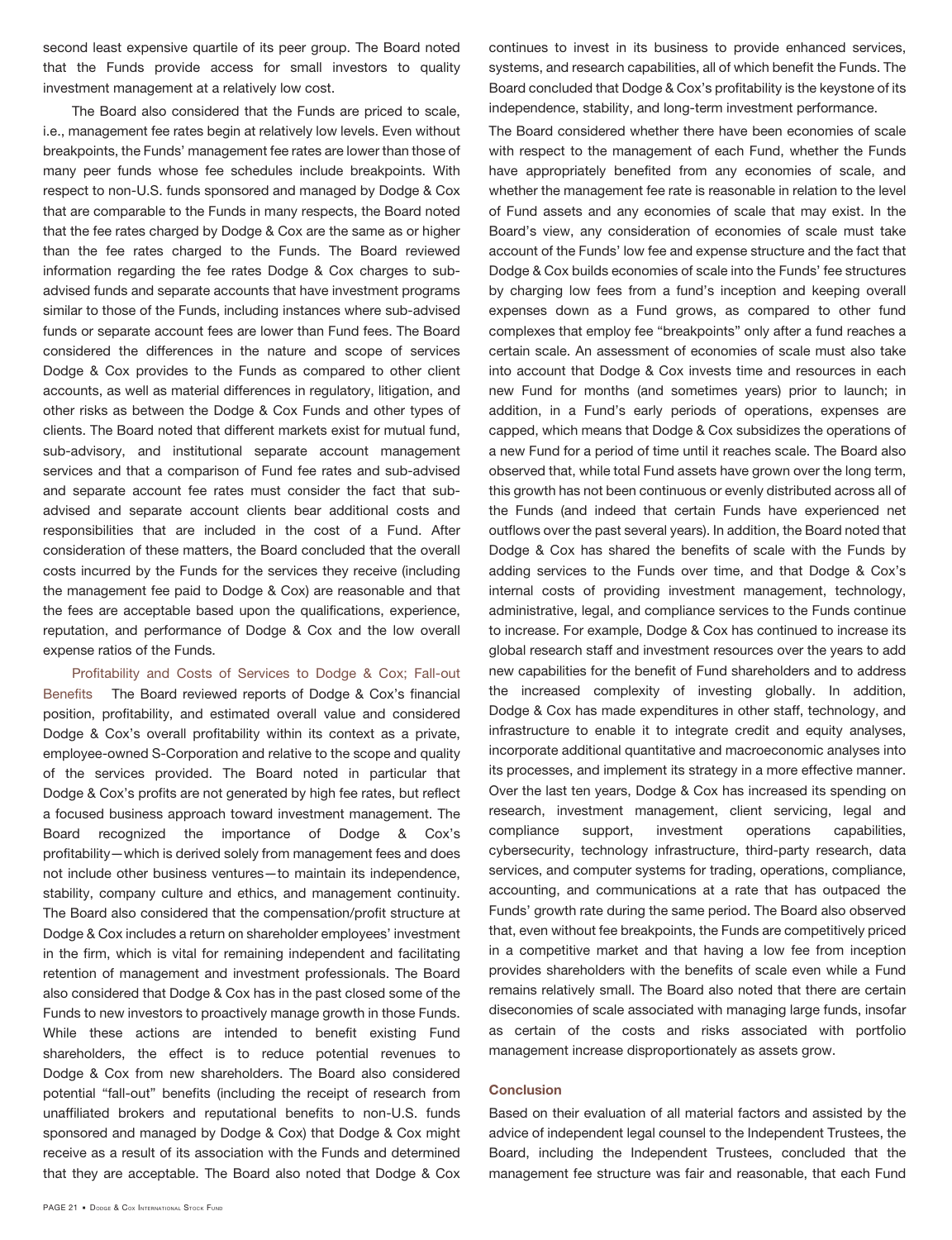second least expensive quartile of its peer group. The Board noted that the Funds provide access for small investors to quality investment management at a relatively low cost.

The Board also considered that the Funds are priced to scale, i.e., management fee rates begin at relatively low levels. Even without breakpoints, the Funds' management fee rates are lower than those of many peer funds whose fee schedules include breakpoints. With respect to non-U.S. funds sponsored and managed by Dodge & Cox that are comparable to the Funds in many respects, the Board noted that the fee rates charged by Dodge & Cox are the same as or higher than the fee rates charged to the Funds. The Board reviewed information regarding the fee rates Dodge & Cox charges to sub-advised funds and separate accounts that have investment programs similar to those of the Funds, including instances where sub-advised funds or separate account fees are lower than Fund fees. The Board considered the differences in the nature and scope of services Dodge & Cox provides to the Funds as compared to other client accounts, as well as material differences in regulatory, litigation, and other risks as between the Dodge & Cox Funds and other types of clients. The Board noted that different markets exist for mutual fund, sub-advisory, and institutional separate account management services and that a comparison of Fund fee rates and sub-advised and separate account fee rates must consider the fact that sub-advised and separate account clients bear additional costs and responsibilities that are included in the cost of a Fund. After consideration of these matters, the Board concluded that the overall costs incurred by the Funds for the services they receive (including the management fee paid to Dodge & Cox) are reasonable and that the fees are acceptable based upon the qualifications, experience, reputation, and performance of Dodge & Cox and the low overall expense ratios of the Funds.

Profitability and Costs of Services to Dodge & Cox; Fall-out Benefits The Board reviewed reports of Dodge & Cox's financial position, profitability, and estimated overall value and considered Dodge & Cox's overall profitability within its context as a private, employee-owned S-Corporation and relative to the scope and quality of the services provided. The Board noted in particular that Dodge & Cox's profits are not generated by high fee rates, but reflect a focused business approach toward investment management. The Board recognized the importance of Dodge & Cox's profitability—which is derived solely from management fees and does not include other business ventures—to maintain its independence, stability, company culture and ethics, and management continuity. The Board also considered that the compensation/profit structure at Dodge & Cox includes a return on shareholder employees' investment in the firm, which is vital for remaining independent and facilitating retention of management and investment professionals. The Board also considered that Dodge & Cox has in the past closed some of the Funds to new investors to proactively manage growth in those Funds. While these actions are intended to benefit existing Fund shareholders, the effect is to reduce potential revenues to Dodge & Cox from new shareholders. The Board also considered potential "fall-out" benefits (including the receipt of research from unaffiliated brokers and reputational benefits to non-U.S. funds sponsored and managed by Dodge & Cox) that Dodge & Cox might receive as a result of its association with the Funds and determined that they are acceptable. The Board also noted that Dodge & Cox continues to invest in its business to provide enhanced services, systems, and research capabilities, all of which benefit the Funds. The Board concluded that Dodge & Cox's profitability is the keystone of its independence, stability, and long-term investment performance.

The Board considered whether there have been economies of scale with respect to the management of each Fund, whether the Funds have appropriately benefited from any economies of scale, and whether the management fee rate is reasonable in relation to the level of Fund assets and any economies of scale that may exist. In the Board's view, any consideration of economies of scale must take account of the Funds' low fee and expense structure and the fact that Dodge & Cox builds economies of scale into the Funds' fee structures by charging low fees from a fund's inception and keeping overall expenses down as a Fund grows, as compared to other fund complexes that employ fee "breakpoints" only after a fund reaches a certain scale. An assessment of economies of scale must also take into account that Dodge & Cox invests time and resources in each new Fund for months (and sometimes years) prior to launch; in addition, in a Fund's early periods of operations, expenses are capped, which means that Dodge & Cox subsidizes the operations of a new Fund for a period of time until it reaches scale. The Board also observed that, while total Fund assets have grown over the long term, this growth has not been continuous or evenly distributed across all of the Funds (and indeed that certain Funds have experienced net outflows over the past several years). In addition, the Board noted that Dodge & Cox has shared the benefits of scale with the Funds by adding services to the Funds over time, and that Dodge & Cox's internal costs of providing investment management, technology, administrative, legal, and compliance services to the Funds continue to increase. For example, Dodge & Cox has continued to increase its global research staff and investment resources over the years to add new capabilities for the benefit of Fund shareholders and to address the increased complexity of investing globally. In addition, Dodge & Cox has made expenditures in other staff, technology, and infrastructure to enable it to integrate credit and equity analyses, incorporate additional quantitative and macroeconomic analyses into its processes, and implement its strategy in a more effective manner. Over the last ten years, Dodge & Cox has increased its spending on research, investment management, client servicing, legal and compliance support, investment operations capabilities, cybersecurity, technology infrastructure, third-party research, data services, and computer systems for trading, operations, compliance, accounting, and communications at a rate that has outpaced the Funds' growth rate during the same period. The Board also observed that, even without fee breakpoints, the Funds are competitively priced in a competitive market and that having a low fee from inception provides shareholders with the benefits of scale even while a Fund remains relatively small. The Board also noted that there are certain diseconomies of scale associated with managing large funds, insofar as certain of the costs and risks associated with portfolio management increase disproportionately as assets grow.

### Conclusion

Based on their evaluation of all material factors and assisted by the advice of independent legal counsel to the Independent Trustees, the Board, including the Independent Trustees, concluded that the management fee structure was fair and reasonable, that each Fund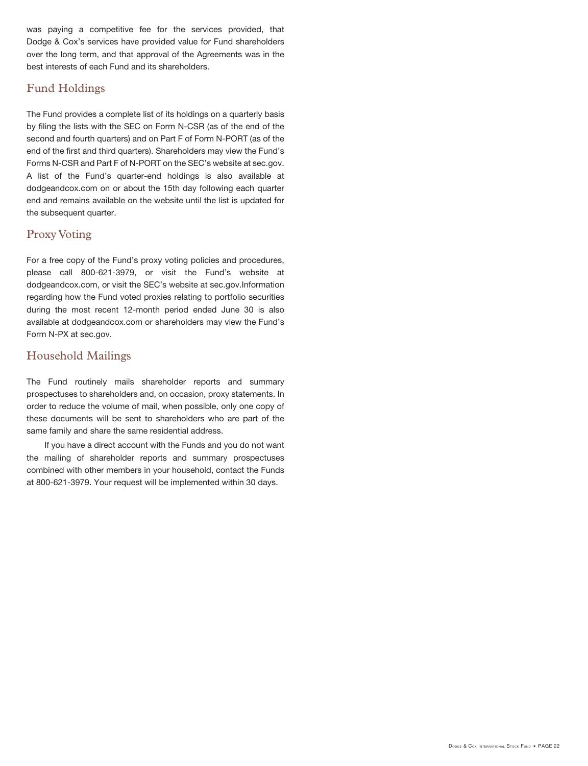was paying a competitive fee for the services provided, that Dodge & Cox's services have provided value for Fund shareholders over the long term, and that approval of the Agreements was in the best interests of each Fund and its shareholders.

## Fund Holdings

The Fund provides a complete list of its holdings on a quarterly basis by filing the lists with the SEC on Form N-CSR (as of the end of the second and fourth quarters) and on Part F of Form N-PORT (as of the end of the first and third quarters). Shareholders may view the Fund's Forms N-CSR and Part F of N-PORT on the SEC's website at sec.gov. A list of the Fund's quarter-end holdings is also available at dodgeandcox.com on or about the 15th day following each quarter end and remains available on the website until the list is updated for the subsequent quarter.

## Proxy Voting

For a free copy of the Fund's proxy voting policies and procedures, please call 800-621-3979, or visit the Fund's website at dodgeandcox.com, or visit the SEC's website at sec.gov.Information regarding how the Fund voted proxies relating to portfolio securities during the most recent 12-month period ended June 30 is also available at dodgeandcox.com or shareholders may view the Fund's Form N-PX at sec.gov.

## Household Mailings

The Fund routinely mails shareholder reports and summary prospectuses to shareholders and, on occasion, proxy statements. In order to reduce the volume of mail, when possible, only one copy of these documents will be sent to shareholders who are part of the same family and share the same residential address.

If you have a direct account with the Funds and you do not want the mailing of shareholder reports and summary prospectuses combined with other members in your household, contact the Funds at 800-621-3979. Your request will be implemented within 30 days.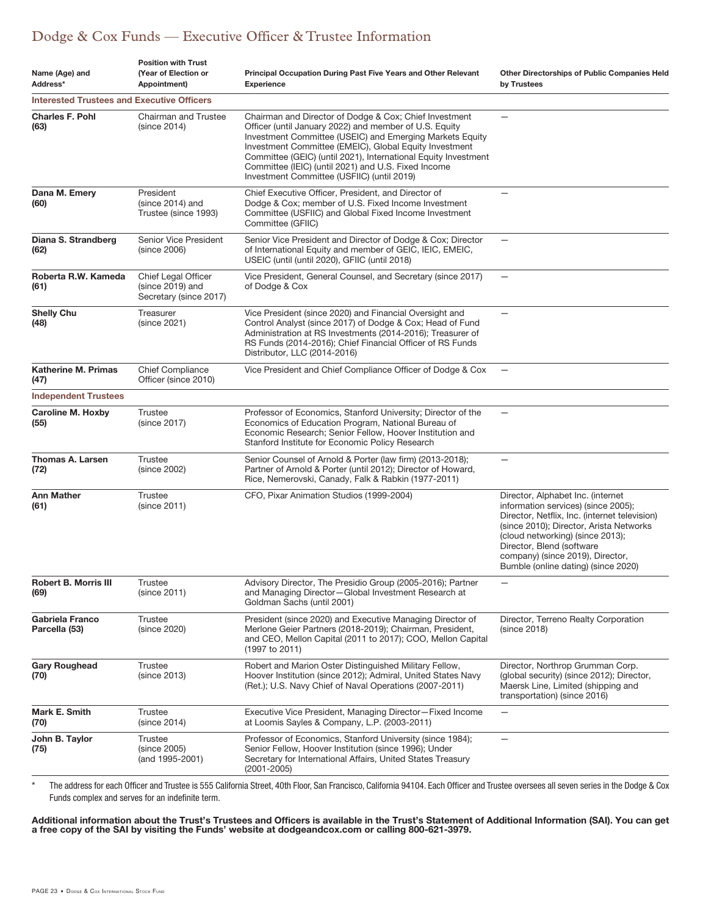# Dodge & Cox Funds — Executive Officer & Trustee Information

| Name (Age) and Address* | Position with Trust (Year of Election or Appointment) | Principal Occupation During Past Five Years and Other Relevant Experience | Other Directorships of Public Companies Held by Trustees |
|---|---|---|---|
| **Interested Trustees and Executive Officers** | | | |
| **Charles F. Pohl (63)** | Chairman and Trustee (since 2014) | Chairman and Director of Dodge & Cox; Chief Investment Officer (until January 2022) and member of U.S. Equity Investment Committee (USEIC) and Emerging Markets Equity Investment Committee (EMEIC), Global Equity Investment Committee (GEIC) (until 2021), International Equity Investment Committee (IEIC) (until 2021) and U.S. Fixed Income Investment Committee (USFIIC) (until 2019) | — |
| **Dana M. Emery (60)** | President (since 2014) and Trustee (since 1993) | Chief Executive Officer, President, and Director of Dodge & Cox; member of U.S. Fixed Income Investment Committee (USFIIC) and Global Fixed Income Investment Committee (GFIIC) | — |
| **Diana S. Strandberg (62)** | Senior Vice President (since 2006) | Senior Vice President and Director of Dodge & Cox; Director of International Equity and member of GEIC, IEIC, EMEIC, USEIC (until (until 2020), GFIIC (until 2018) | — |
| **Roberta R.W. Kameda (61)** | Chief Legal Officer (since 2019) and Secretary (since 2017) | Vice President, General Counsel, and Secretary (since 2017) of Dodge & Cox | — |
| **Shelly Chu (48)** | Treasurer (since 2021) | Vice President (since 2020) and Financial Oversight and Control Analyst (since 2017) of Dodge & Cox; Head of Fund Administration at RS Investments (2014-2016); Treasurer of RS Funds (2014-2016); Chief Financial Officer of RS Funds Distributor, LLC (2014-2016) | — |
| **Katherine M. Primas (47)** | Chief Compliance Officer (since 2010) | Vice President and Chief Compliance Officer of Dodge & Cox | — |
| **Independent Trustees** | | | |
| **Caroline M. Hoxby (55)** | Trustee (since 2017) | Professor of Economics, Stanford University; Director of the Economics of Education Program, National Bureau of Economic Research; Senior Fellow, Hoover Institution and Stanford Institute for Economic Policy Research | — |
| **Thomas A. Larsen (72)** | Trustee (since 2002) | Senior Counsel of Arnold & Porter (law firm) (2013-2018); Partner of Arnold & Porter (until 2012); Director of Howard, Rice, Nemerovski, Canady, Falk & Rabkin (1977-2011) | — |
| **Ann Mather (61)** | Trustee (since 2011) | CFO, Pixar Animation Studios (1999-2004) | Director, Alphabet Inc. (internet information services) (since 2005); Director, Netflix, Inc. (internet television) (since 2010); Director, Arista Networks (cloud networking) (since 2013); Director, Blend (software company) (since 2019), Director, Bumble (online dating) (since 2020) |
| **Robert B. Morris III (69)** | Trustee (since 2011) | Advisory Director, The Presidio Group (2005-2016); Partner and Managing Director—Global Investment Research at Goldman Sachs (until 2001) | — |
| **Gabriela Franco Parcella (53)** | Trustee (since 2020) | President (since 2020) and Executive Managing Director of Merlone Geier Partners (2018-2019); Chairman, President, and CEO, Mellon Capital (2011 to 2017); COO, Mellon Capital (1997 to 2011) | Director, Terreno Realty Corporation (since 2018) |
| **Gary Roughead (70)** | Trustee (since 2013) | Robert and Marion Oster Distinguished Military Fellow, Hoover Institution (since 2012); Admiral, United States Navy (Ret.); U.S. Navy Chief of Naval Operations (2007-2011) | Director, Northrop Grumman Corp. (global security) (since 2012); Director, Maersk Line, Limited (shipping and transportation) (since 2016) |
| **Mark E. Smith (70)** | Trustee (since 2014) | Executive Vice President, Managing Director—Fixed Income at Loomis Sayles & Company, L.P. (2003-2011) | — |
| **John B. Taylor (75)** | Trustee (since 2005) (and 1995-2001) | Professor of Economics, Stanford University (since 1984); Senior Fellow, Hoover Institution (since 1996); Under Secretary for International Affairs, United States Treasury (2001-2005) | — |

\* The address for each Officer and Trustee is 555 California Street, 40th Floor, San Francisco, California 94104. Each Officer and Trustee oversees all seven series in the Dodge & Cox Funds complex and serves for an indefinite term.

**Additional information about the Trust's Trustees and Officers is available in the Trust's Statement of Additional Information (SAI). You can get a free copy of the SAI by visiting the Funds' website at dodgeandcox.com or calling 800-621-3979.**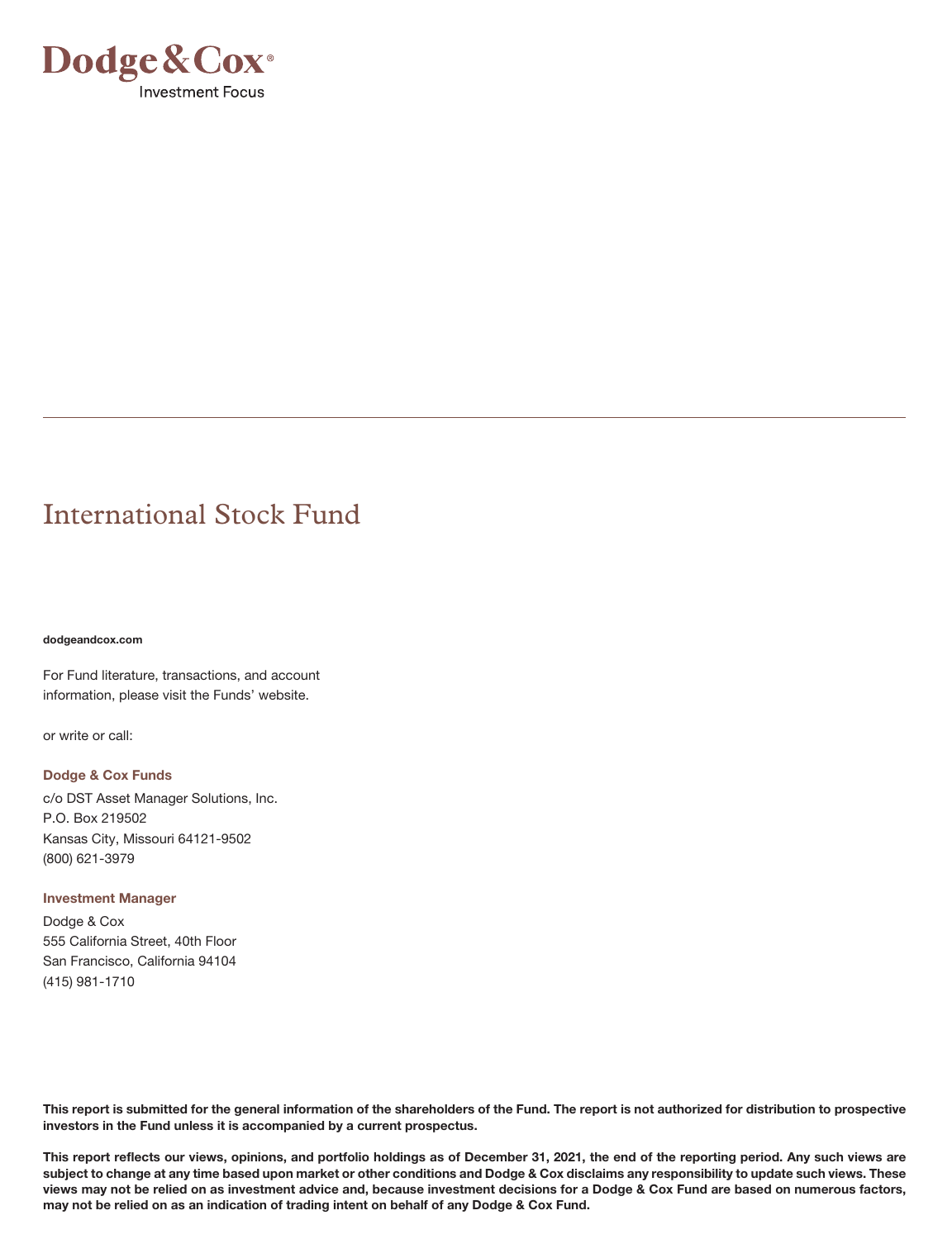# Dodge & Cox®

Investment Focus

## International Stock Fund

**dodgeandcox.com**

For Fund literature, transactions, and account information, please visit the Funds' website.

or write or call:

**Dodge & Cox Funds**

c/o DST Asset Manager Solutions, Inc.
P.O. Box 219502
Kansas City, Missouri 64121-9502
(800) 621-3979

**Investment Manager**

Dodge & Cox
555 California Street, 40th Floor
San Francisco, California 94104
(415) 981-1710

**This report is submitted for the general information of the shareholders of the Fund. The report is not authorized for distribution to prospective investors in the Fund unless it is accompanied by a current prospectus.**

**This report reflects our views, opinions, and portfolio holdings as of December 31, 2021, the end of the reporting period. Any such views are subject to change at any time based upon market or other conditions and Dodge & Cox disclaims any responsibility to update such views. These views may not be relied on as investment advice and, because investment decisions for a Dodge & Cox Fund are based on numerous factors, may not be relied on as an indication of trading intent on behalf of any Dodge & Cox Fund.**